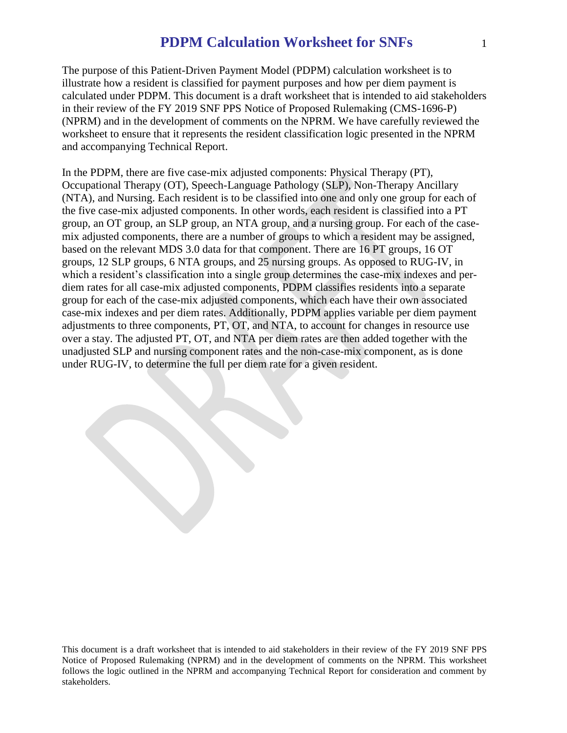# PDPM Calculation Worksheet for SNFs

The purpose of this Patient-Driven Payment Model (PDPM) calculation worksheet is to illustrate how a resident is classified for payment purposes and how per diem payment is calculated under PDPM. This document is a draft worksheet that is intended to aid stakeholders in their review of the FY 2019 SNF PPS Notice of Proposed Rulemaking (CMS-1696-P) (NPRM) and in the development of comments on the NPRM. We have carefully reviewed the worksheet to ensure that it represents the resident classification logic presented in the NPRM and accompanying Technical Report.

In the PDPM, there are five case-mix adjusted components: Physical Therapy (PT), Occupational Therapy (OT), Speech-Language Pathology (SLP), Non-Therapy Ancillary (NTA), and Nursing. Each resident is to be classified into one and only one group for each of the five case-mix adjusted components. In other words, each resident is classified into a PT group, an OT group, an SLP group, an NTA group, and a nursing group. For each of the case-mix adjusted components, there are a number of groups to which a resident may be assigned, based on the relevant MDS 3.0 data for that component. There are 16 PT groups, 16 OT groups, 12 SLP groups, 6 NTA groups, and 25 nursing groups. As opposed to RUG-IV, in which a resident's classification into a single group determines the case-mix indexes and per-diem rates for all case-mix adjusted components, PDPM classifies residents into a separate group for each of the case-mix adjusted components, which each have their own associated case-mix indexes and per diem rates. Additionally, PDPM applies variable per diem payment adjustments to three components, PT, OT, and NTA, to account for changes in resource use over a stay. The adjusted PT, OT, and NTA per diem rates are then added together with the unadjusted SLP and nursing component rates and the non-case-mix component, as is done under RUG-IV, to determine the full per diem rate for a given resident.

This document is a draft worksheet that is intended to aid stakeholders in their review of the FY 2019 SNF PPS Notice of Proposed Rulemaking (NPRM) and in the development of comments on the NPRM. This worksheet follows the logic outlined in the NPRM and accompanying Technical Report for consideration and comment by stakeholders.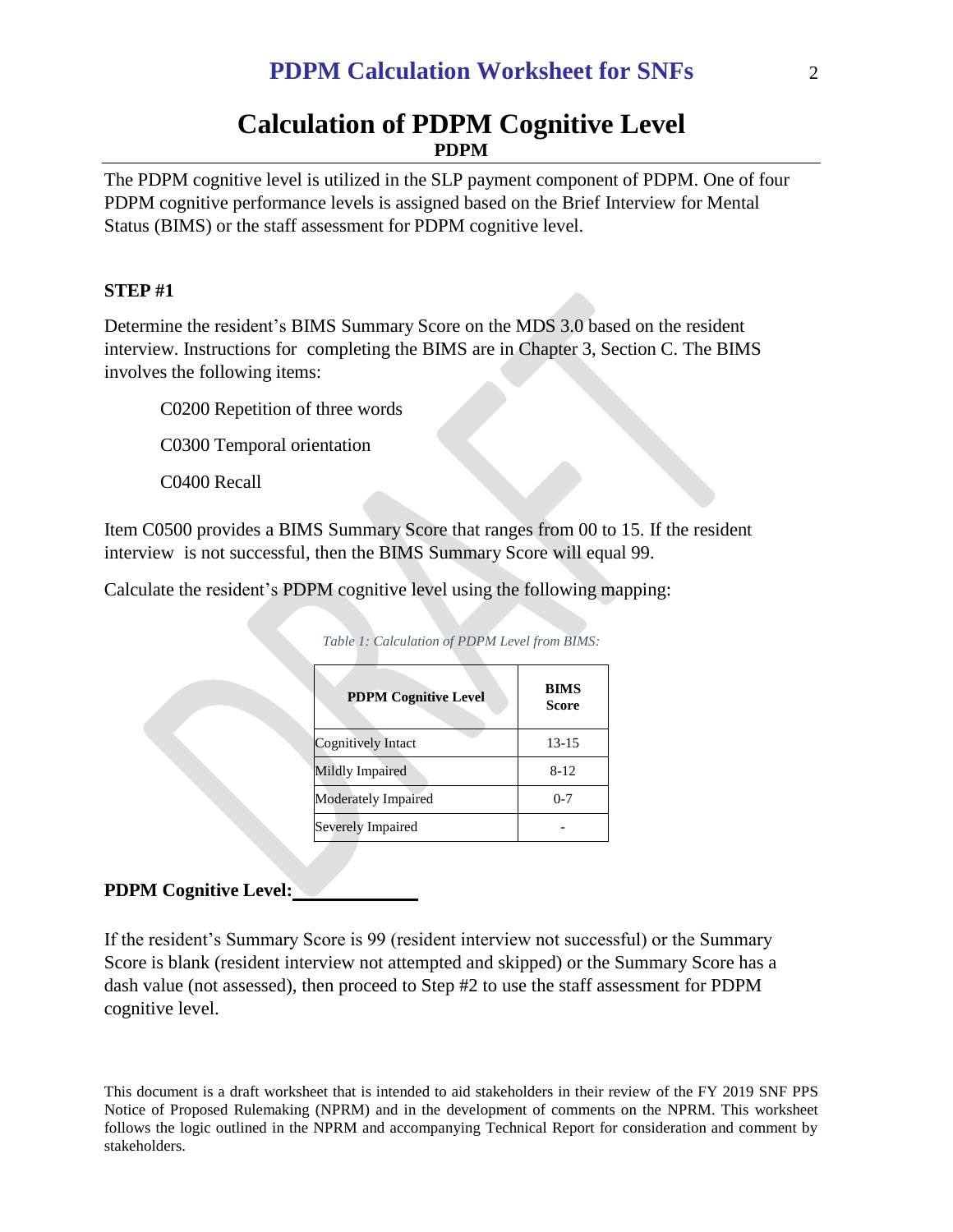# Calculation of PDPM Cognitive Level

**PDPM**

The PDPM cognitive level is utilized in the SLP payment component of PDPM. One of four PDPM cognitive performance levels is assigned based on the Brief Interview for Mental Status (BIMS) or the staff assessment for PDPM cognitive level.

**STEP #1**

Determine the resident's BIMS Summary Score on the MDS 3.0 based on the resident interview. Instructions for completing the BIMS are in Chapter 3, Section C. The BIMS involves the following items:

C0200 Repetition of three words

C0300 Temporal orientation

C0400 Recall

Item C0500 provides a BIMS Summary Score that ranges from 00 to 15. If the resident interview is not successful, then the BIMS Summary Score will equal 99.

Calculate the resident's PDPM cognitive level using the following mapping:

*Table 1: Calculation of PDPM Level from BIMS:*

| PDPM Cognitive Level | BIMS Score |
|---|---|
| Cognitively Intact | 13-15 |
| Mildly Impaired | 8-12 |
| Moderately Impaired | 0-7 |
| Severely Impaired | - |

**PDPM Cognitive Level:** ____________

If the resident's Summary Score is 99 (resident interview not successful) or the Summary Score is blank (resident interview not attempted and skipped) or the Summary Score has a dash value (not assessed), then proceed to Step #2 to use the staff assessment for PDPM cognitive level.

This document is a draft worksheet that is intended to aid stakeholders in their review of the FY 2019 SNF PPS Notice of Proposed Rulemaking (NPRM) and in the development of comments on the NPRM. This worksheet follows the logic outlined in the NPRM and accompanying Technical Report for consideration and comment by stakeholders.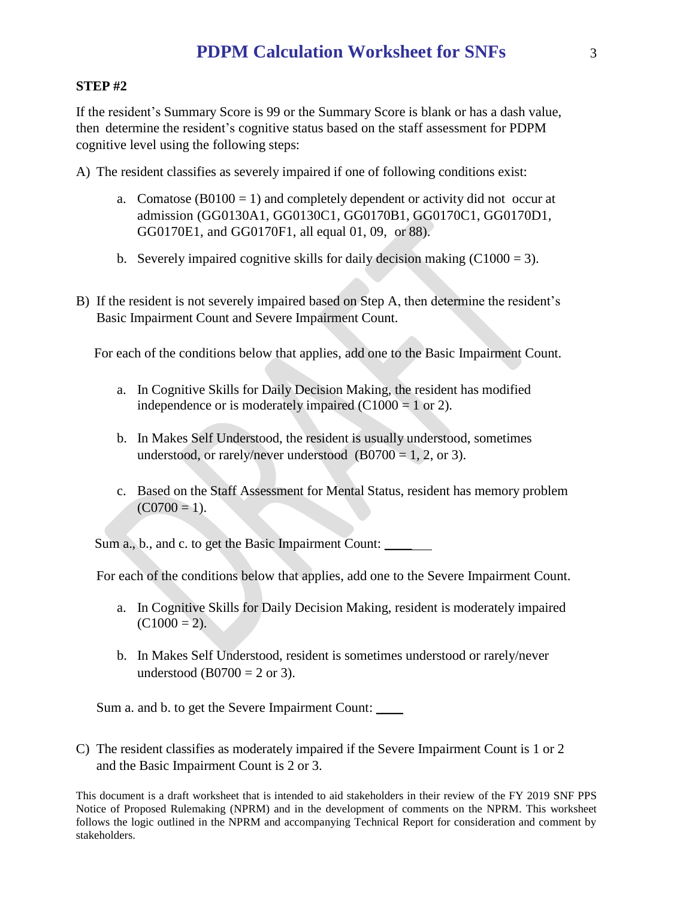**STEP #2**

If the resident's Summary Score is 99 or the Summary Score is blank or has a dash value, then determine the resident's cognitive status based on the staff assessment for PDPM cognitive level using the following steps:

A) The resident classifies as severely impaired if one of following conditions exist:

   a. Comatose (B0100 = 1) and completely dependent or activity did not occur at admission (GG0130A1, GG0130C1, GG0170B1, GG0170C1, GG0170D1, GG0170E1, and GG0170F1, all equal 01, 09, or 88).

   b. Severely impaired cognitive skills for daily decision making (C1000 = 3).

B) If the resident is not severely impaired based on Step A, then determine the resident's Basic Impairment Count and Severe Impairment Count.

For each of the conditions below that applies, add one to the Basic Impairment Count.

   a. In Cognitive Skills for Daily Decision Making, the resident has modified independence or is moderately impaired (C1000 = 1 or 2).

   b. In Makes Self Understood, the resident is usually understood, sometimes understood, or rarely/never understood (B0700 = 1, 2, or 3).

   c. Based on the Staff Assessment for Mental Status, resident has memory problem (C0700 = 1).

Sum a., b., and c. to get the Basic Impairment Count: ____

For each of the conditions below that applies, add one to the Severe Impairment Count.

   a. In Cognitive Skills for Daily Decision Making, resident is moderately impaired (C1000 = 2).

   b. In Makes Self Understood, resident is sometimes understood or rarely/never understood (B0700 = 2 or 3).

Sum a. and b. to get the Severe Impairment Count: ____

C) The resident classifies as moderately impaired if the Severe Impairment Count is 1 or 2 and the Basic Impairment Count is 2 or 3.

This document is a draft worksheet that is intended to aid stakeholders in their review of the FY 2019 SNF PPS Notice of Proposed Rulemaking (NPRM) and in the development of comments on the NPRM. This worksheet follows the logic outlined in the NPRM and accompanying Technical Report for consideration and comment by stakeholders.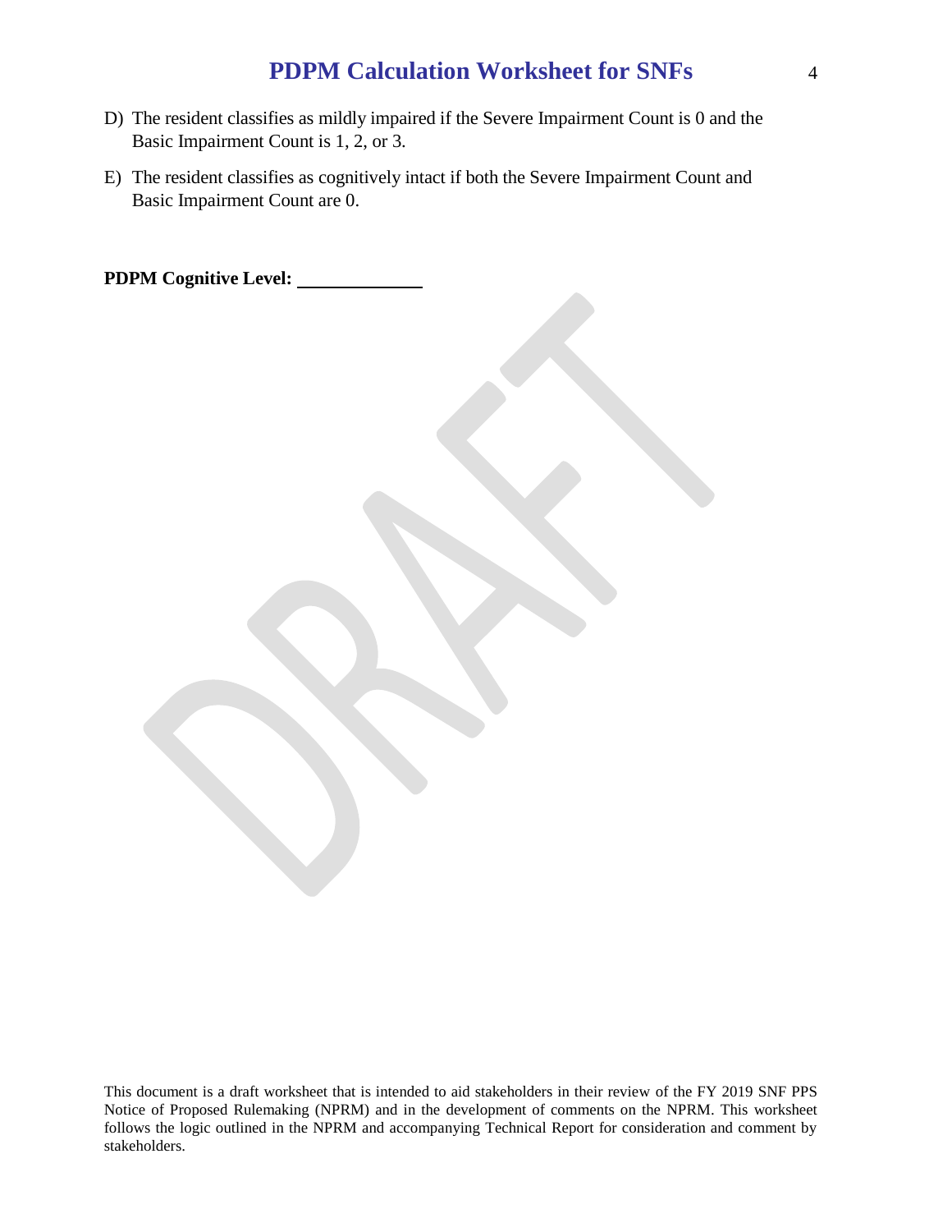D) The resident classifies as mildly impaired if the Severe Impairment Count is 0 and the Basic Impairment Count is 1, 2, or 3.

E) The resident classifies as cognitively intact if both the Severe Impairment Count and Basic Impairment Count are 0.

**PDPM Cognitive Level:** ____________

This document is a draft worksheet that is intended to aid stakeholders in their review of the FY 2019 SNF PPS Notice of Proposed Rulemaking (NPRM) and in the development of comments on the NPRM. This worksheet follows the logic outlined in the NPRM and accompanying Technical Report for consideration and comment by stakeholders.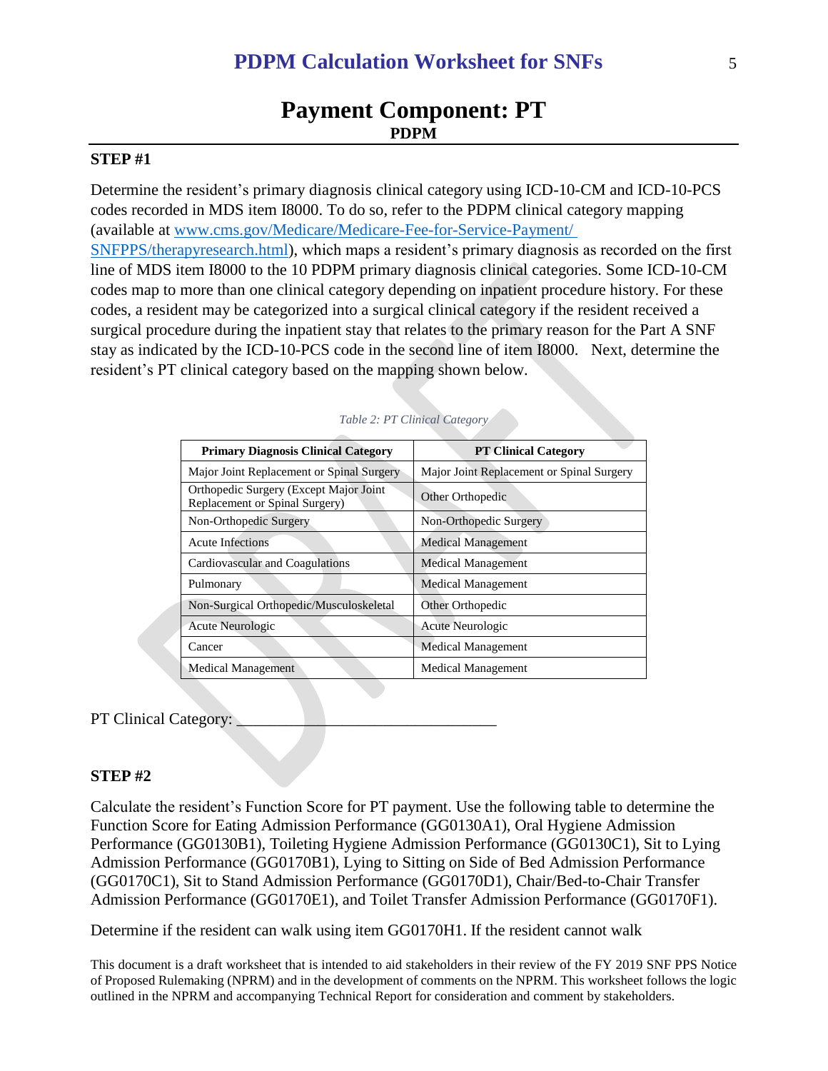## Payment Component: PT

**PDPM**

**STEP #1**

Determine the resident's primary diagnosis clinical category using ICD-10-CM and ICD-10-PCS codes recorded in MDS item I8000. To do so, refer to the PDPM clinical category mapping (available at [www.cms.gov/Medicare/Medicare-Fee-for-Service-Payment/SNFPPS/therapyresearch.html](www.cms.gov/Medicare/Medicare-Fee-for-Service-Payment/SNFPPS/therapyresearch.html)), which maps a resident's primary diagnosis as recorded on the first line of MDS item I8000 to the 10 PDPM primary diagnosis clinical categories. Some ICD-10-CM codes map to more than one clinical category depending on inpatient procedure history. For these codes, a resident may be categorized into a surgical clinical category if the resident received a surgical procedure during the inpatient stay that relates to the primary reason for the Part A SNF stay as indicated by the ICD-10-PCS code in the second line of item I8000. Next, determine the resident's PT clinical category based on the mapping shown below.

*Table 2: PT Clinical Category*

| Primary Diagnosis Clinical Category | PT Clinical Category |
|---|---|
| Major Joint Replacement or Spinal Surgery | Major Joint Replacement or Spinal Surgery |
| Orthopedic Surgery (Except Major Joint Replacement or Spinal Surgery) | Other Orthopedic |
| Non-Orthopedic Surgery | Non-Orthopedic Surgery |
| Acute Infections | Medical Management |
| Cardiovascular and Coagulations | Medical Management |
| Pulmonary | Medical Management |
| Non-Surgical Orthopedic/Musculoskeletal | Other Orthopedic |
| Acute Neurologic | Acute Neurologic |
| Cancer | Medical Management |
| Medical Management | Medical Management |

PT Clinical Category: ________________________________

**STEP #2**

Calculate the resident's Function Score for PT payment. Use the following table to determine the Function Score for Eating Admission Performance (GG0130A1), Oral Hygiene Admission Performance (GG0130B1), Toileting Hygiene Admission Performance (GG0130C1), Sit to Lying Admission Performance (GG0170B1), Lying to Sitting on Side of Bed Admission Performance (GG0170C1), Sit to Stand Admission Performance (GG0170D1), Chair/Bed-to-Chair Transfer Admission Performance (GG0170E1), and Toilet Transfer Admission Performance (GG0170F1).

Determine if the resident can walk using item GG0170H1. If the resident cannot walk

This document is a draft worksheet that is intended to aid stakeholders in their review of the FY 2019 SNF PPS Notice of Proposed Rulemaking (NPRM) and in the development of comments on the NPRM. This worksheet follows the logic outlined in the NPRM and accompanying Technical Report for consideration and comment by stakeholders.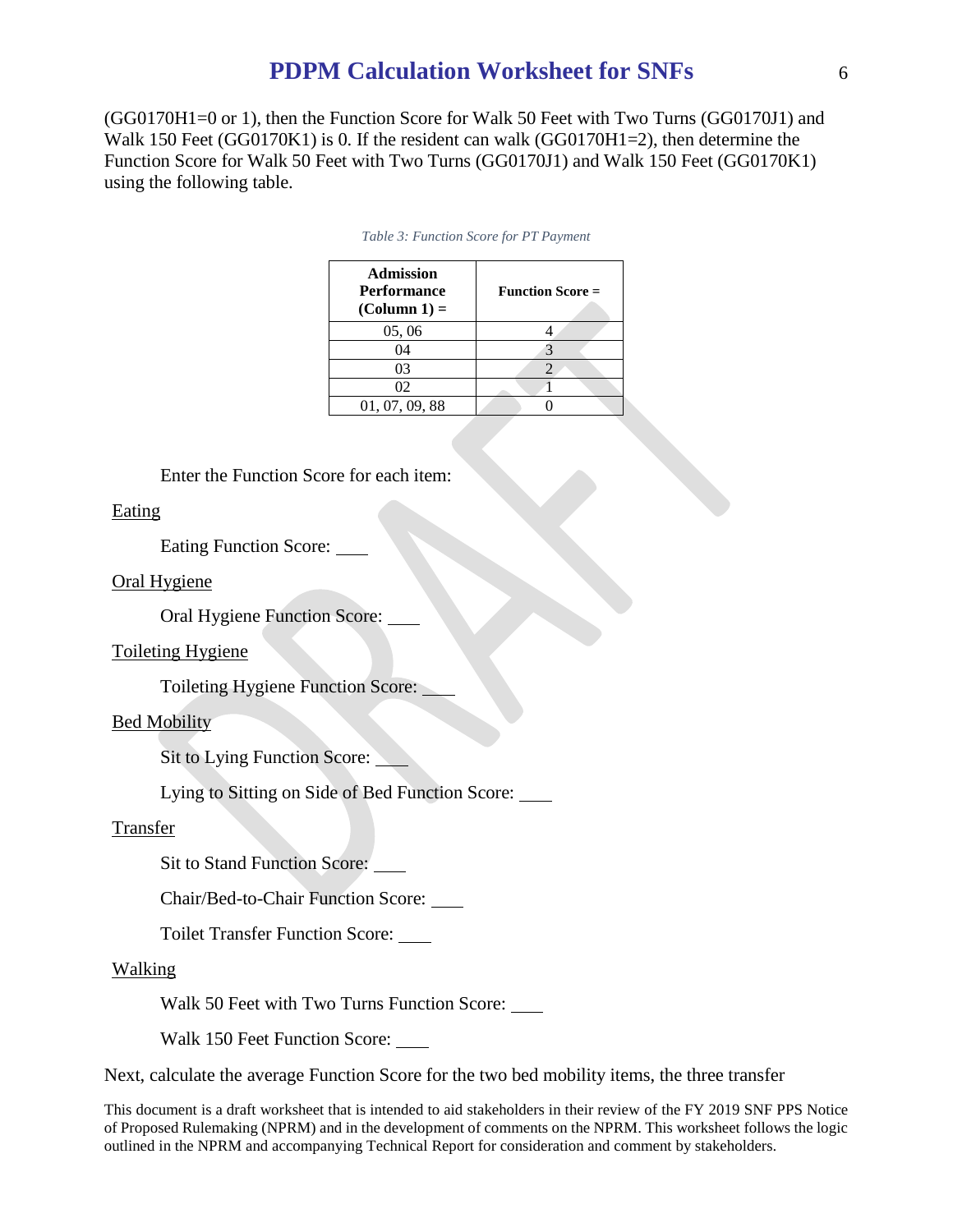(GG0170H1=0 or 1), then the Function Score for Walk 50 Feet with Two Turns (GG0170J1) and Walk 150 Feet (GG0170K1) is 0. If the resident can walk (GG0170H1=2), then determine the Function Score for Walk 50 Feet with Two Turns (GG0170J1) and Walk 150 Feet (GG0170K1) using the following table.

*Table 3: Function Score for PT Payment*

| Admission Performance (Column 1) = | Function Score = |
|---|---|
| 05, 06 | 4 |
| 04 | 3 |
| 03 | 2 |
| 02 | 1 |
| 01, 07, 09, 88 | 0 |

Enter the Function Score for each item:

Eating

Eating Function Score: ____

Oral Hygiene

Oral Hygiene Function Score: ____

Toileting Hygiene

Toileting Hygiene Function Score: ____

Bed Mobility

Sit to Lying Function Score: ____

Lying to Sitting on Side of Bed Function Score: ____

Transfer

Sit to Stand Function Score: ____

Chair/Bed-to-Chair Function Score: ____

Toilet Transfer Function Score: ____

Walking

Walk 50 Feet with Two Turns Function Score: ____

Walk 150 Feet Function Score: ____

Next, calculate the average Function Score for the two bed mobility items, the three transfer

This document is a draft worksheet that is intended to aid stakeholders in their review of the FY 2019 SNF PPS Notice of Proposed Rulemaking (NPRM) and in the development of comments on the NPRM. This worksheet follows the logic outlined in the NPRM and accompanying Technical Report for consideration and comment by stakeholders.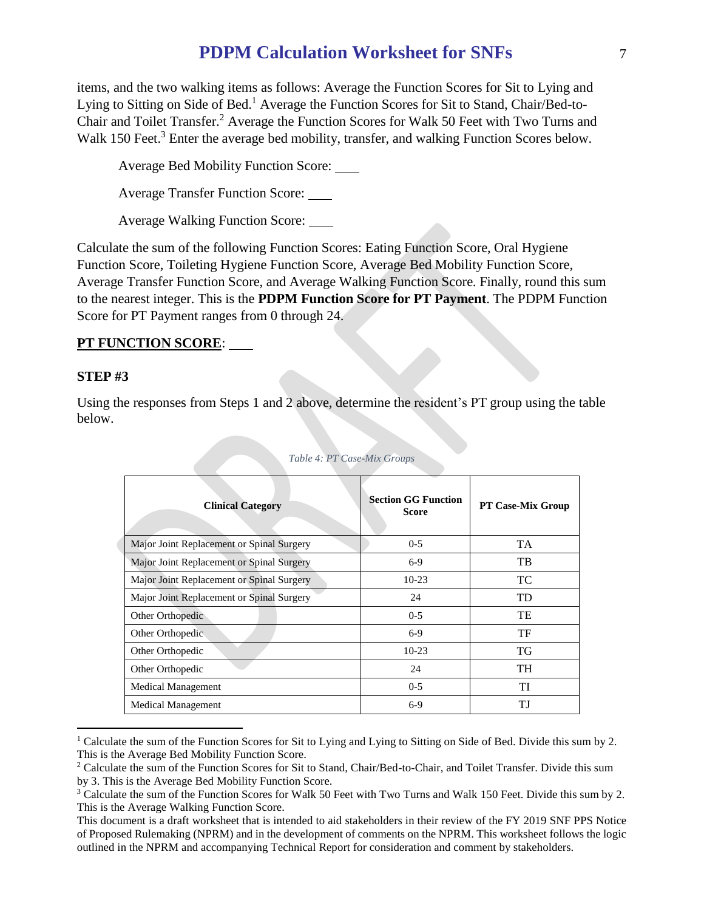items, and the two walking items as follows: Average the Function Scores for Sit to Lying and Lying to Sitting on Side of Bed.[1] Average the Function Scores for Sit to Stand, Chair/Bed-to-Chair and Toilet Transfer.[2] Average the Function Scores for Walk 50 Feet with Two Turns and Walk 150 Feet.[3] Enter the average bed mobility, transfer, and walking Function Scores below.

Average Bed Mobility Function Score: ____

Average Transfer Function Score: ____

Average Walking Function Score: ____

Calculate the sum of the following Function Scores: Eating Function Score, Oral Hygiene Function Score, Toileting Hygiene Function Score, Average Bed Mobility Function Score, Average Transfer Function Score, and Average Walking Function Score. Finally, round this sum to the nearest integer. This is the **PDPM Function Score for PT Payment**. The PDPM Function Score for PT Payment ranges from 0 through 24.

**PT FUNCTION SCORE**: ____

**STEP #3**

Using the responses from Steps 1 and 2 above, determine the resident's PT group using the table below.

*Table 4: PT Case-Mix Groups*

| Clinical Category | Section GG Function Score | PT Case-Mix Group |
|---|---|---|
| Major Joint Replacement or Spinal Surgery | 0-5 | TA |
| Major Joint Replacement or Spinal Surgery | 6-9 | TB |
| Major Joint Replacement or Spinal Surgery | 10-23 | TC |
| Major Joint Replacement or Spinal Surgery | 24 | TD |
| Other Orthopedic | 0-5 | TE |
| Other Orthopedic | 6-9 | TF |
| Other Orthopedic | 10-23 | TG |
| Other Orthopedic | 24 | TH |
| Medical Management | 0-5 | TI |
| Medical Management | 6-9 | TJ |

[1] Calculate the sum of the Function Scores for Sit to Lying and Lying to Sitting on Side of Bed. Divide this sum by 2. This is the Average Bed Mobility Function Score.

[2] Calculate the sum of the Function Scores for Sit to Stand, Chair/Bed-to-Chair, and Toilet Transfer. Divide this sum by 3. This is the Average Bed Mobility Function Score.

[3] Calculate the sum of the Function Scores for Walk 50 Feet with Two Turns and Walk 150 Feet. Divide this sum by 2. This is the Average Walking Function Score.

This document is a draft worksheet that is intended to aid stakeholders in their review of the FY 2019 SNF PPS Notice of Proposed Rulemaking (NPRM) and in the development of comments on the NPRM. This worksheet follows the logic outlined in the NPRM and accompanying Technical Report for consideration and comment by stakeholders.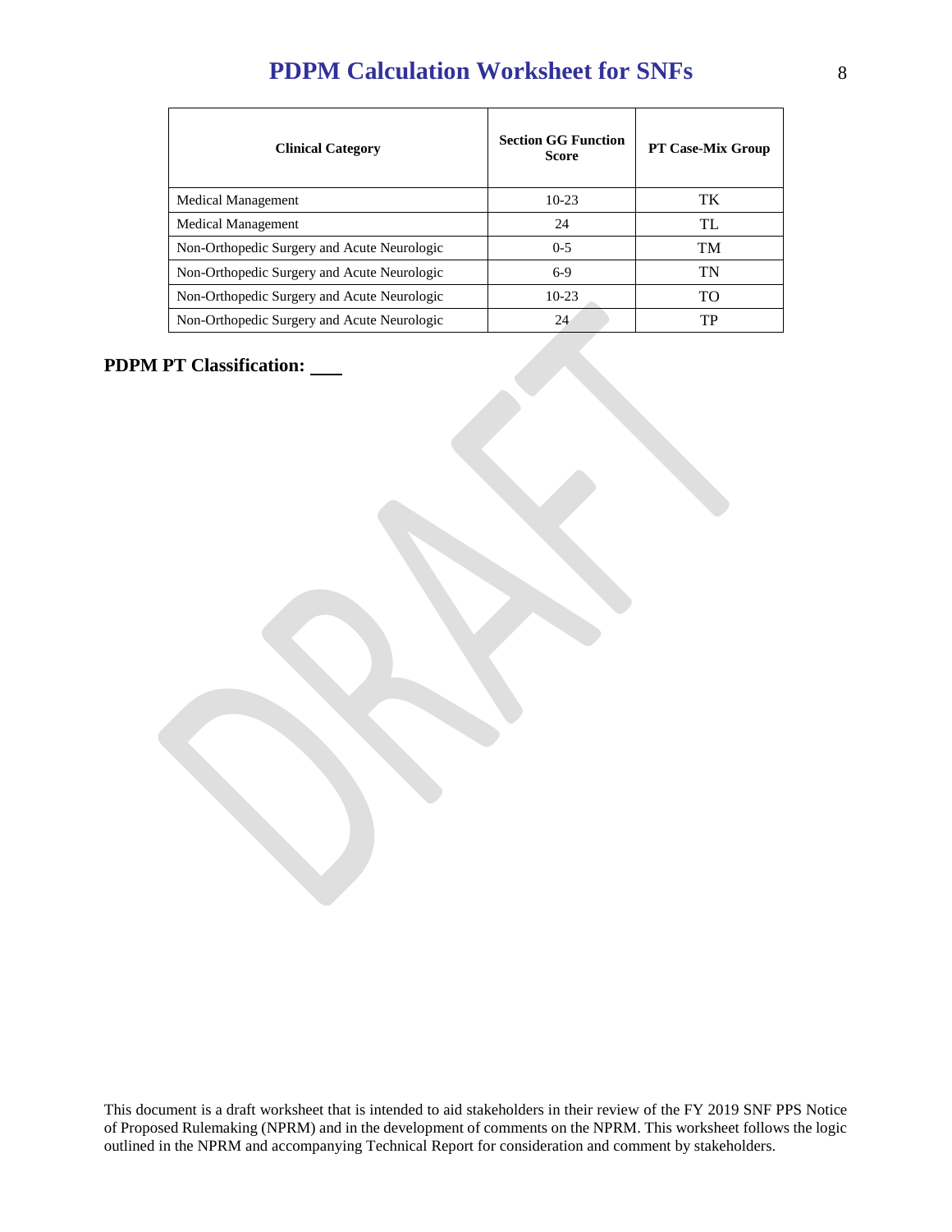| Clinical Category | Section GG Function Score | PT Case-Mix Group |
|---|---|---|
| Medical Management | 10-23 | TK |
| Medical Management | 24 | TL |
| Non-Orthopedic Surgery and Acute Neurologic | 0-5 | TM |
| Non-Orthopedic Surgery and Acute Neurologic | 6-9 | TN |
| Non-Orthopedic Surgery and Acute Neurologic | 10-23 | TO |
| Non-Orthopedic Surgery and Acute Neurologic | 24 | TP |

**PDPM PT Classification: \_\_\_**

This document is a draft worksheet that is intended to aid stakeholders in their review of the FY 2019 SNF PPS Notice of Proposed Rulemaking (NPRM) and in the development of comments on the NPRM. This worksheet follows the logic outlined in the NPRM and accompanying Technical Report for consideration and comment by stakeholders.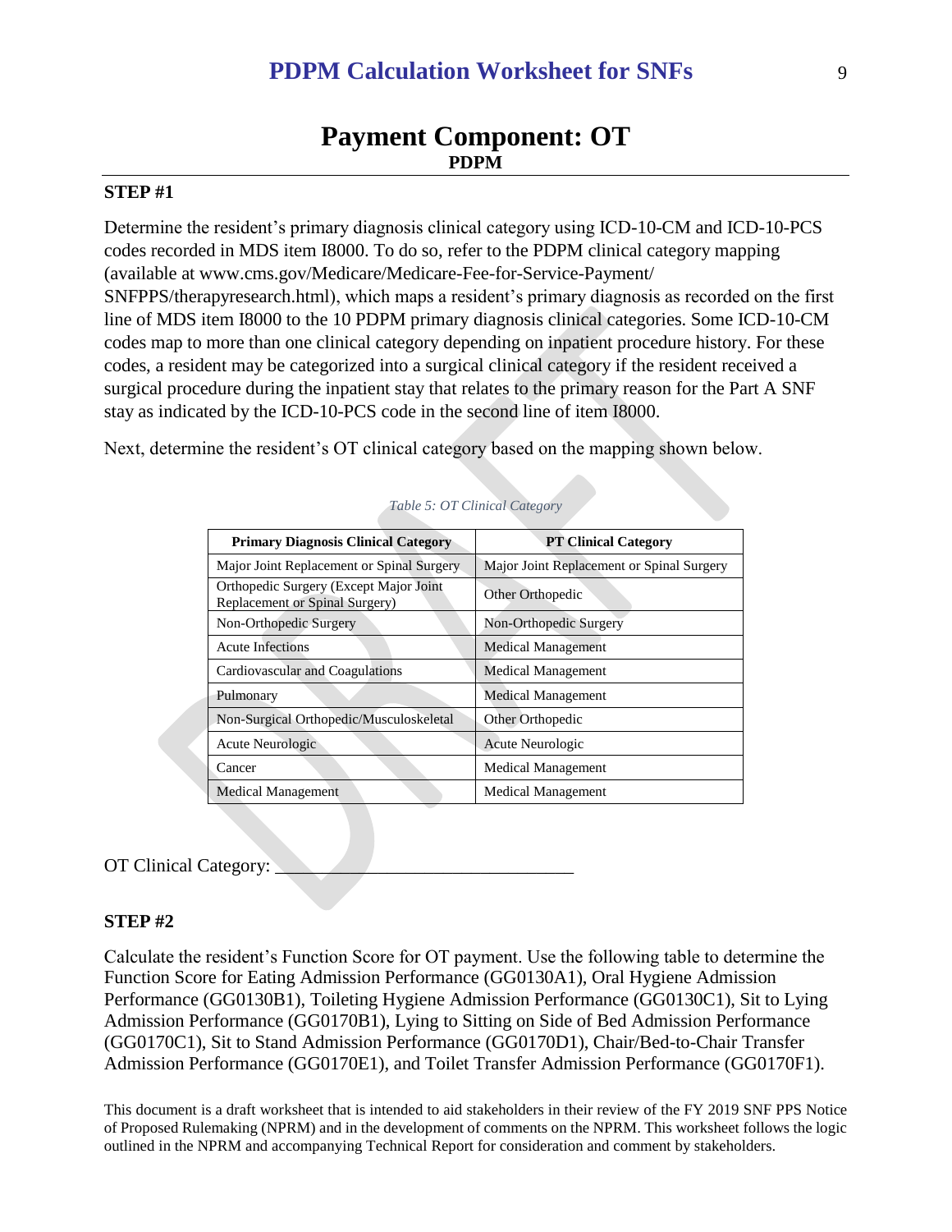# Payment Component: OT

**PDPM**

**STEP #1**

Determine the resident's primary diagnosis clinical category using ICD-10-CM and ICD-10-PCS codes recorded in MDS item I8000. To do so, refer to the PDPM clinical category mapping (available at www.cms.gov/Medicare/Medicare-Fee-for-Service-Payment/SNFPPS/therapyresearch.html), which maps a resident's primary diagnosis as recorded on the first line of MDS item I8000 to the 10 PDPM primary diagnosis clinical categories. Some ICD-10-CM codes map to more than one clinical category depending on inpatient procedure history. For these codes, a resident may be categorized into a surgical clinical category if the resident received a surgical procedure during the inpatient stay that relates to the primary reason for the Part A SNF stay as indicated by the ICD-10-PCS code in the second line of item I8000.

Next, determine the resident's OT clinical category based on the mapping shown below.

*Table 5: OT Clinical Category*

| Primary Diagnosis Clinical Category | PT Clinical Category |
|---|---|
| Major Joint Replacement or Spinal Surgery | Major Joint Replacement or Spinal Surgery |
| Orthopedic Surgery (Except Major Joint Replacement or Spinal Surgery) | Other Orthopedic |
| Non-Orthopedic Surgery | Non-Orthopedic Surgery |
| Acute Infections | Medical Management |
| Cardiovascular and Coagulations | Medical Management |
| Pulmonary | Medical Management |
| Non-Surgical Orthopedic/Musculoskeletal | Other Orthopedic |
| Acute Neurologic | Acute Neurologic |
| Cancer | Medical Management |
| Medical Management | Medical Management |

OT Clinical Category: ______________________________

**STEP #2**

Calculate the resident's Function Score for OT payment. Use the following table to determine the Function Score for Eating Admission Performance (GG0130A1), Oral Hygiene Admission Performance (GG0130B1), Toileting Hygiene Admission Performance (GG0130C1), Sit to Lying Admission Performance (GG0170B1), Lying to Sitting on Side of Bed Admission Performance (GG0170C1), Sit to Stand Admission Performance (GG0170D1), Chair/Bed-to-Chair Transfer Admission Performance (GG0170E1), and Toilet Transfer Admission Performance (GG0170F1).

This document is a draft worksheet that is intended to aid stakeholders in their review of the FY 2019 SNF PPS Notice of Proposed Rulemaking (NPRM) and in the development of comments on the NPRM. This worksheet follows the logic outlined in the NPRM and accompanying Technical Report for consideration and comment by stakeholders.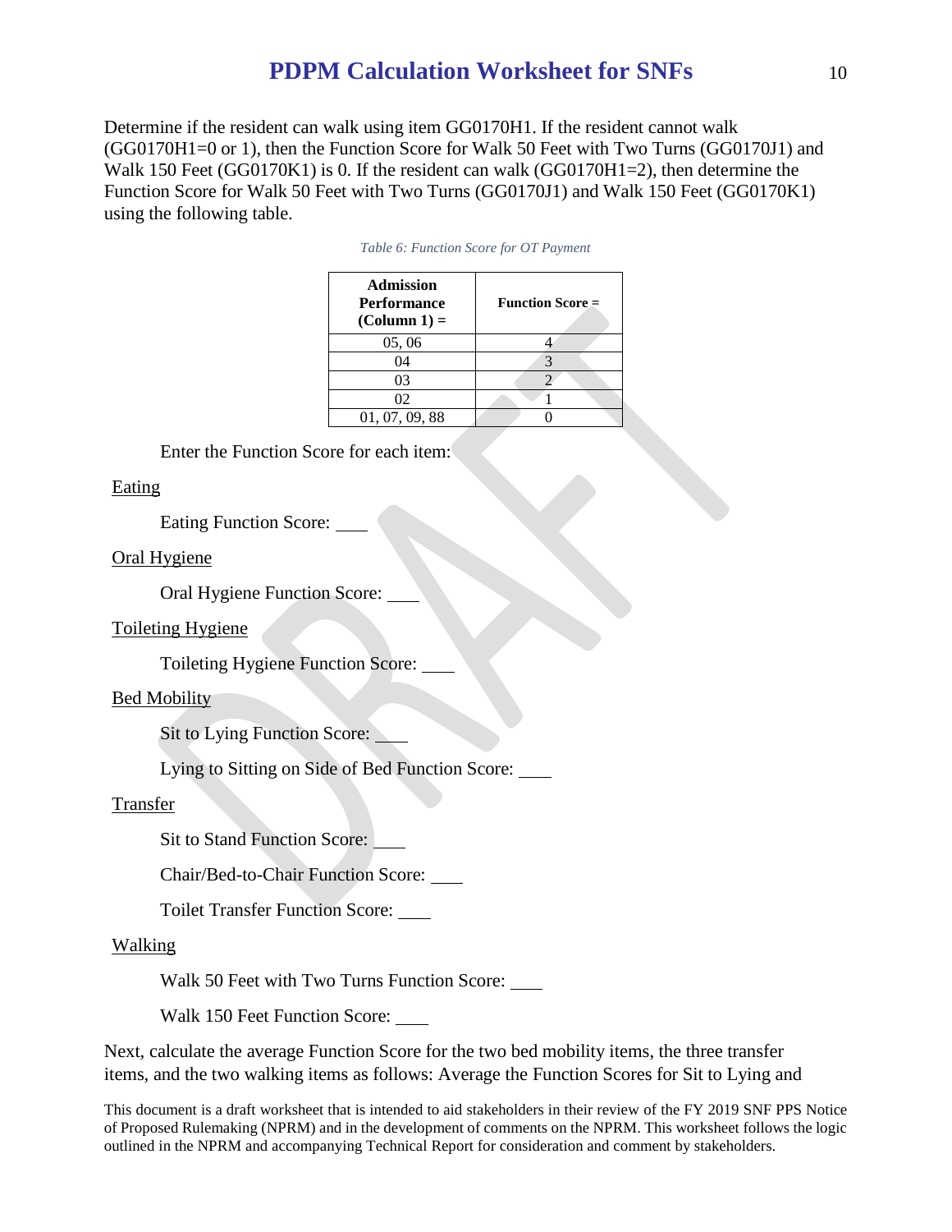Determine if the resident can walk using item GG0170H1. If the resident cannot walk (GG0170H1=0 or 1), then the Function Score for Walk 50 Feet with Two Turns (GG0170J1) and Walk 150 Feet (GG0170K1) is 0. If the resident can walk (GG0170H1=2), then determine the Function Score for Walk 50 Feet with Two Turns (GG0170J1) and Walk 150 Feet (GG0170K1) using the following table.

*Table 6: Function Score for OT Payment*

| Admission Performance (Column 1) = | Function Score = |
|---|---|
| 05, 06 | 4 |
| 04 | 3 |
| 03 | 2 |
| 02 | 1 |
| 01, 07, 09, 88 | 0 |

Enter the Function Score for each item:

Eating

Eating Function Score: ____

Oral Hygiene

Oral Hygiene Function Score: ____

Toileting Hygiene

Toileting Hygiene Function Score: ____

Bed Mobility

Sit to Lying Function Score: ____

Lying to Sitting on Side of Bed Function Score: ____

Transfer

Sit to Stand Function Score: ____

Chair/Bed-to-Chair Function Score: ____

Toilet Transfer Function Score: ____

Walking

Walk 50 Feet with Two Turns Function Score: ____

Walk 150 Feet Function Score: ____

Next, calculate the average Function Score for the two bed mobility items, the three transfer items, and the two walking items as follows: Average the Function Scores for Sit to Lying and

This document is a draft worksheet that is intended to aid stakeholders in their review of the FY 2019 SNF PPS Notice of Proposed Rulemaking (NPRM) and in the development of comments on the NPRM. This worksheet follows the logic outlined in the NPRM and accompanying Technical Report for consideration and comment by stakeholders.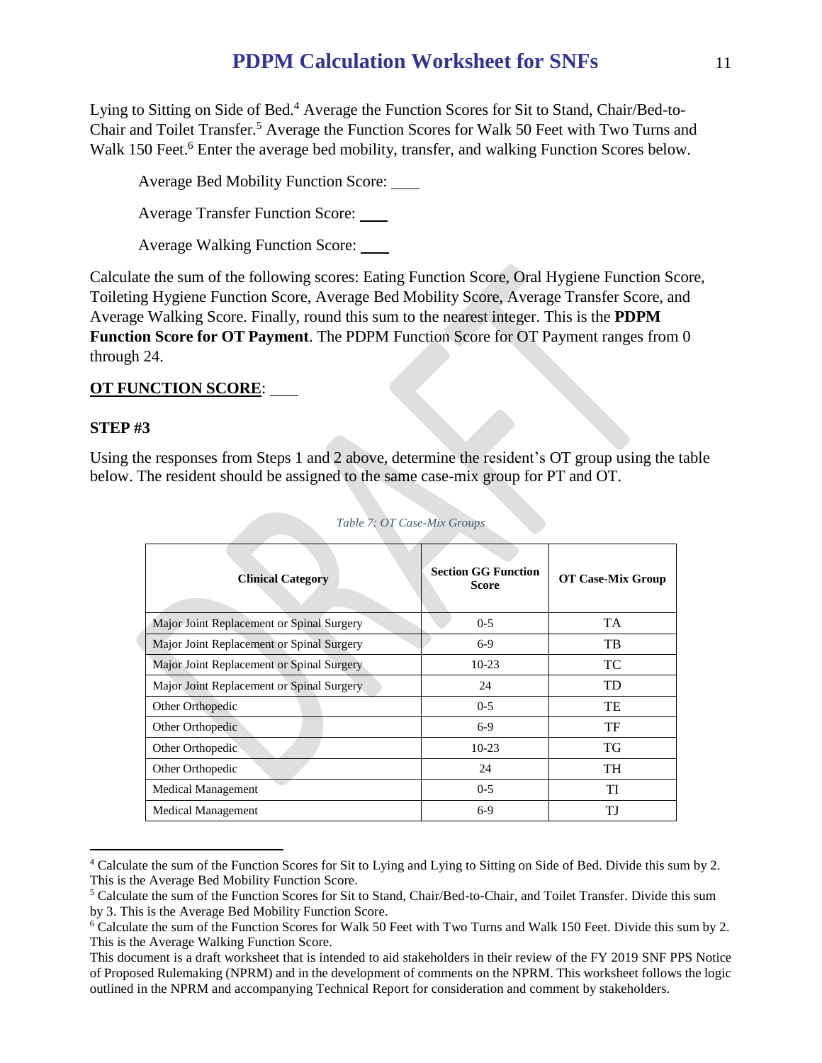Lying to Sitting on Side of Bed.[4] Average the Function Scores for Sit to Stand, Chair/Bed-to-Chair and Toilet Transfer.[5] Average the Function Scores for Walk 50 Feet with Two Turns and Walk 150 Feet.[6] Enter the average bed mobility, transfer, and walking Function Scores below.

Average Bed Mobility Function Score: ____

Average Transfer Function Score: ____

Average Walking Function Score: ____

Calculate the sum of the following scores: Eating Function Score, Oral Hygiene Function Score, Toileting Hygiene Function Score, Average Bed Mobility Score, Average Transfer Score, and Average Walking Score. Finally, round this sum to the nearest integer. This is the **PDPM Function Score for OT Payment**. The PDPM Function Score for OT Payment ranges from 0 through 24.

**OT FUNCTION SCORE**: ____

### STEP #3

Using the responses from Steps 1 and 2 above, determine the resident's OT group using the table below. The resident should be assigned to the same case-mix group for PT and OT.

*Table 7: OT Case-Mix Groups*

| Clinical Category | Section GG Function Score | OT Case-Mix Group |
|---|---|---|
| Major Joint Replacement or Spinal Surgery | 0-5 | TA |
| Major Joint Replacement or Spinal Surgery | 6-9 | TB |
| Major Joint Replacement or Spinal Surgery | 10-23 | TC |
| Major Joint Replacement or Spinal Surgery | 24 | TD |
| Other Orthopedic | 0-5 | TE |
| Other Orthopedic | 6-9 | TF |
| Other Orthopedic | 10-23 | TG |
| Other Orthopedic | 24 | TH |
| Medical Management | 0-5 | TI |
| Medical Management | 6-9 | TJ |

[4] Calculate the sum of the Function Scores for Sit to Lying and Lying to Sitting on Side of Bed. Divide this sum by 2. This is the Average Bed Mobility Function Score.

[5] Calculate the sum of the Function Scores for Sit to Stand, Chair/Bed-to-Chair, and Toilet Transfer. Divide this sum by 3. This is the Average Bed Mobility Function Score.

[6] Calculate the sum of the Function Scores for Walk 50 Feet with Two Turns and Walk 150 Feet. Divide this sum by 2. This is the Average Walking Function Score.

This document is a draft worksheet that is intended to aid stakeholders in their review of the FY 2019 SNF PPS Notice of Proposed Rulemaking (NPRM) and in the development of comments on the NPRM. This worksheet follows the logic outlined in the NPRM and accompanying Technical Report for consideration and comment by stakeholders.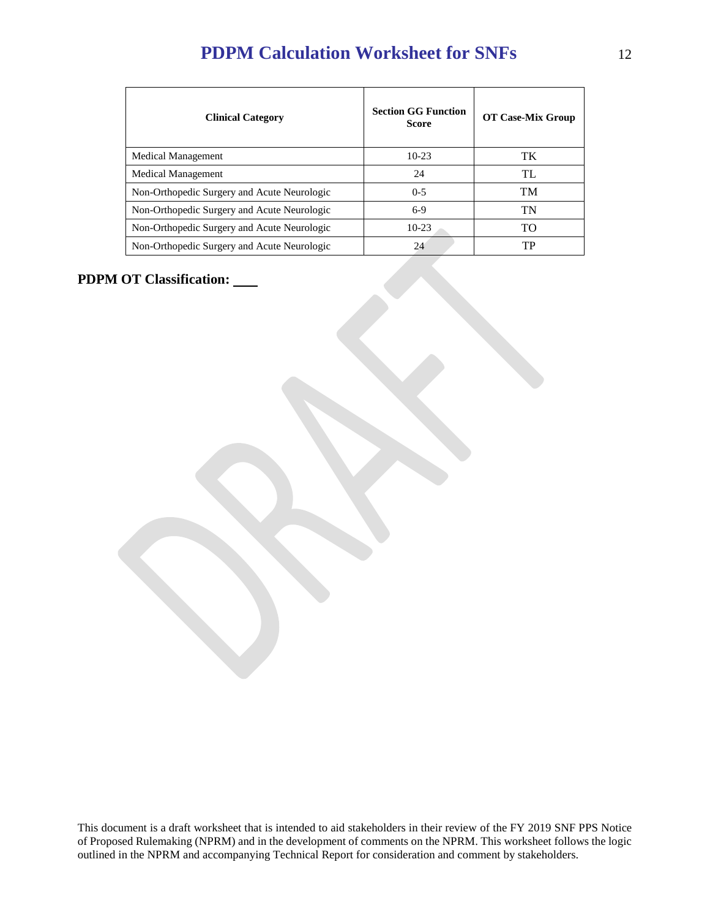| Clinical Category | Section GG Function Score | OT Case-Mix Group |
|---|---|---|
| Medical Management | 10-23 | TK |
| Medical Management | 24 | TL |
| Non-Orthopedic Surgery and Acute Neurologic | 0-5 | TM |
| Non-Orthopedic Surgery and Acute Neurologic | 6-9 | TN |
| Non-Orthopedic Surgery and Acute Neurologic | 10-23 | TO |
| Non-Orthopedic Surgery and Acute Neurologic | 24 | TP |

**PDPM OT Classification: ___**

This document is a draft worksheet that is intended to aid stakeholders in their review of the FY 2019 SNF PPS Notice of Proposed Rulemaking (NPRM) and in the development of comments on the NPRM. This worksheet follows the logic outlined in the NPRM and accompanying Technical Report for consideration and comment by stakeholders.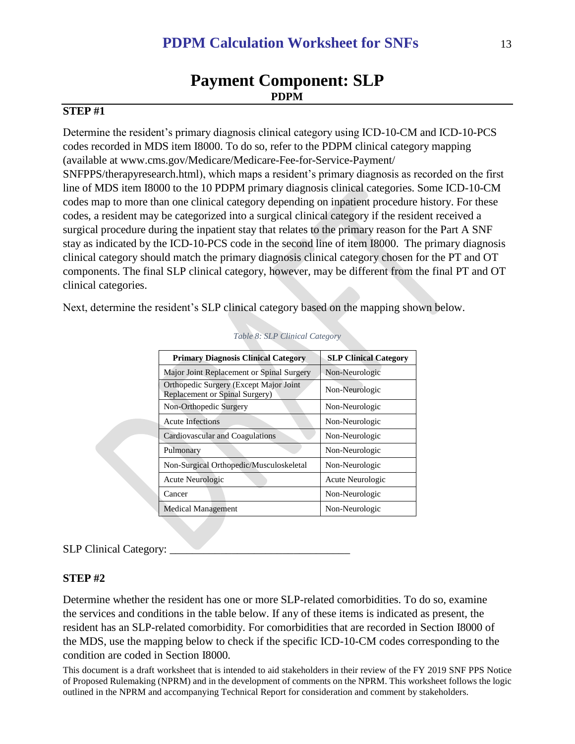## Payment Component: SLP

**PDPM**

### STEP #1

Determine the resident's primary diagnosis clinical category using ICD-10-CM and ICD-10-PCS codes recorded in MDS item I8000. To do so, refer to the PDPM clinical category mapping (available at www.cms.gov/Medicare/Medicare-Fee-for-Service-Payment/SNFPPS/therapyresearch.html), which maps a resident's primary diagnosis as recorded on the first line of MDS item I8000 to the 10 PDPM primary diagnosis clinical categories. Some ICD-10-CM codes map to more than one clinical category depending on inpatient procedure history. For these codes, a resident may be categorized into a surgical clinical category if the resident received a surgical procedure during the inpatient stay that relates to the primary reason for the Part A SNF stay as indicated by the ICD-10-PCS code in the second line of item I8000. The primary diagnosis clinical category should match the primary diagnosis clinical category chosen for the PT and OT components. The final SLP clinical category, however, may be different from the final PT and OT clinical categories.

Next, determine the resident's SLP clinical category based on the mapping shown below.

*Table 8: SLP Clinical Category*

| Primary Diagnosis Clinical Category | SLP Clinical Category |
|---|---|
| Major Joint Replacement or Spinal Surgery | Non-Neurologic |
| Orthopedic Surgery (Except Major Joint Replacement or Spinal Surgery) | Non-Neurologic |
| Non-Orthopedic Surgery | Non-Neurologic |
| Acute Infections | Non-Neurologic |
| Cardiovascular and Coagulations | Non-Neurologic |
| Pulmonary | Non-Neurologic |
| Non-Surgical Orthopedic/Musculoskeletal | Non-Neurologic |
| Acute Neurologic | Acute Neurologic |
| Cancer | Non-Neurologic |
| Medical Management | Non-Neurologic |

SLP Clinical Category: ________________________________

### STEP #2

Determine whether the resident has one or more SLP-related comorbidities. To do so, examine the services and conditions in the table below. If any of these items is indicated as present, the resident has an SLP-related comorbidity. For comorbidities that are recorded in Section I8000 of the MDS, use the mapping below to check if the specific ICD-10-CM codes corresponding to the condition are coded in Section I8000.

This document is a draft worksheet that is intended to aid stakeholders in their review of the FY 2019 SNF PPS Notice of Proposed Rulemaking (NPRM) and in the development of comments on the NPRM. This worksheet follows the logic outlined in the NPRM and accompanying Technical Report for consideration and comment by stakeholders.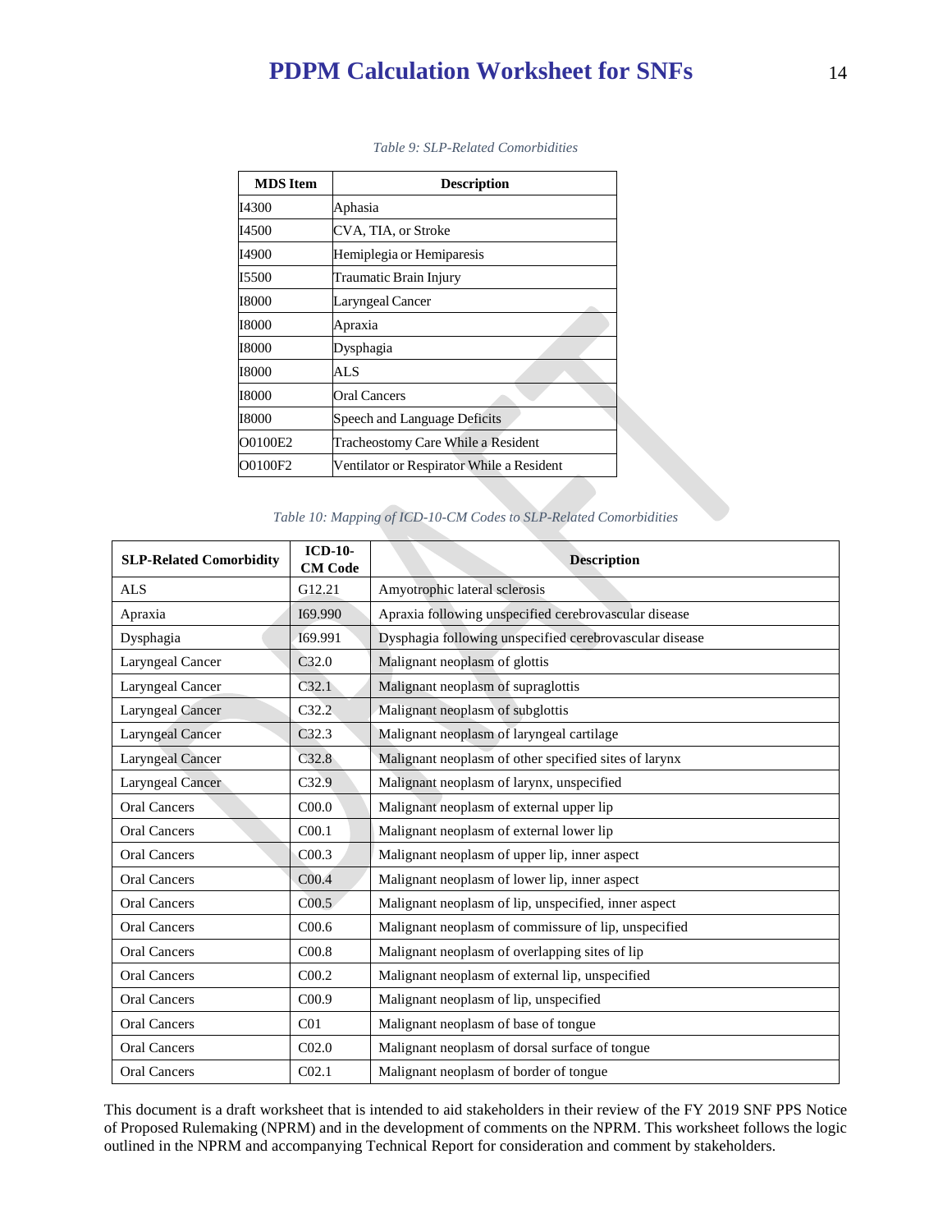*Table 9: SLP-Related Comorbidities*

| MDS Item | Description |
|---|---|
| I4300 | Aphasia |
| I4500 | CVA, TIA, or Stroke |
| I4900 | Hemiplegia or Hemiparesis |
| I5500 | Traumatic Brain Injury |
| I8000 | Laryngeal Cancer |
| I8000 | Apraxia |
| I8000 | Dysphagia |
| I8000 | ALS |
| I8000 | Oral Cancers |
| I8000 | Speech and Language Deficits |
| O0100E2 | Tracheostomy Care While a Resident |
| O0100F2 | Ventilator or Respirator While a Resident |

*Table 10: Mapping of ICD-10-CM Codes to SLP-Related Comorbidities*

| SLP-Related Comorbidity | ICD-10-CM Code | Description |
|---|---|---|
| ALS | G12.21 | Amyotrophic lateral sclerosis |
| Apraxia | I69.990 | Apraxia following unspecified cerebrovascular disease |
| Dysphagia | I69.991 | Dysphagia following unspecified cerebrovascular disease |
| Laryngeal Cancer | C32.0 | Malignant neoplasm of glottis |
| Laryngeal Cancer | C32.1 | Malignant neoplasm of supraglottis |
| Laryngeal Cancer | C32.2 | Malignant neoplasm of subglottis |
| Laryngeal Cancer | C32.3 | Malignant neoplasm of laryngeal cartilage |
| Laryngeal Cancer | C32.8 | Malignant neoplasm of other specified sites of larynx |
| Laryngeal Cancer | C32.9 | Malignant neoplasm of larynx, unspecified |
| Oral Cancers | C00.0 | Malignant neoplasm of external upper lip |
| Oral Cancers | C00.1 | Malignant neoplasm of external lower lip |
| Oral Cancers | C00.3 | Malignant neoplasm of upper lip, inner aspect |
| Oral Cancers | C00.4 | Malignant neoplasm of lower lip, inner aspect |
| Oral Cancers | C00.5 | Malignant neoplasm of lip, unspecified, inner aspect |
| Oral Cancers | C00.6 | Malignant neoplasm of commissure of lip, unspecified |
| Oral Cancers | C00.8 | Malignant neoplasm of overlapping sites of lip |
| Oral Cancers | C00.2 | Malignant neoplasm of external lip, unspecified |
| Oral Cancers | C00.9 | Malignant neoplasm of lip, unspecified |
| Oral Cancers | C01 | Malignant neoplasm of base of tongue |
| Oral Cancers | C02.0 | Malignant neoplasm of dorsal surface of tongue |
| Oral Cancers | C02.1 | Malignant neoplasm of border of tongue |

This document is a draft worksheet that is intended to aid stakeholders in their review of the FY 2019 SNF PPS Notice of Proposed Rulemaking (NPRM) and in the development of comments on the NPRM. This worksheet follows the logic outlined in the NPRM and accompanying Technical Report for consideration and comment by stakeholders.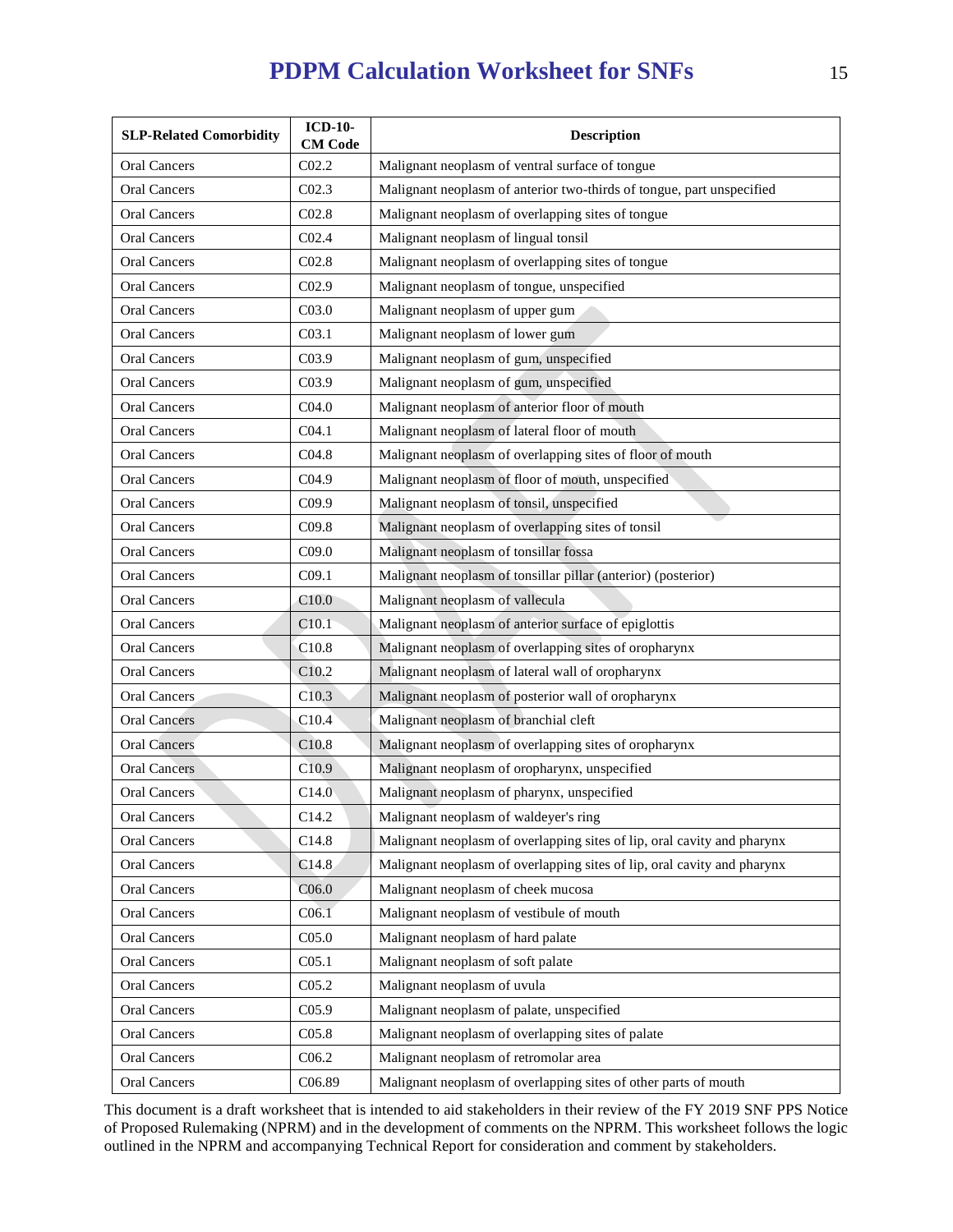| SLP-Related Comorbidity | ICD-10-CM Code | Description |
|---|---|---|
| Oral Cancers | C02.2 | Malignant neoplasm of ventral surface of tongue |
| Oral Cancers | C02.3 | Malignant neoplasm of anterior two-thirds of tongue, part unspecified |
| Oral Cancers | C02.8 | Malignant neoplasm of overlapping sites of tongue |
| Oral Cancers | C02.4 | Malignant neoplasm of lingual tonsil |
| Oral Cancers | C02.8 | Malignant neoplasm of overlapping sites of tongue |
| Oral Cancers | C02.9 | Malignant neoplasm of tongue, unspecified |
| Oral Cancers | C03.0 | Malignant neoplasm of upper gum |
| Oral Cancers | C03.1 | Malignant neoplasm of lower gum |
| Oral Cancers | C03.9 | Malignant neoplasm of gum, unspecified |
| Oral Cancers | C03.9 | Malignant neoplasm of gum, unspecified |
| Oral Cancers | C04.0 | Malignant neoplasm of anterior floor of mouth |
| Oral Cancers | C04.1 | Malignant neoplasm of lateral floor of mouth |
| Oral Cancers | C04.8 | Malignant neoplasm of overlapping sites of floor of mouth |
| Oral Cancers | C04.9 | Malignant neoplasm of floor of mouth, unspecified |
| Oral Cancers | C09.9 | Malignant neoplasm of tonsil, unspecified |
| Oral Cancers | C09.8 | Malignant neoplasm of overlapping sites of tonsil |
| Oral Cancers | C09.0 | Malignant neoplasm of tonsillar fossa |
| Oral Cancers | C09.1 | Malignant neoplasm of tonsillar pillar (anterior) (posterior) |
| Oral Cancers | C10.0 | Malignant neoplasm of vallecula |
| Oral Cancers | C10.1 | Malignant neoplasm of anterior surface of epiglottis |
| Oral Cancers | C10.8 | Malignant neoplasm of overlapping sites of oropharynx |
| Oral Cancers | C10.2 | Malignant neoplasm of lateral wall of oropharynx |
| Oral Cancers | C10.3 | Malignant neoplasm of posterior wall of oropharynx |
| Oral Cancers | C10.4 | Malignant neoplasm of branchial cleft |
| Oral Cancers | C10.8 | Malignant neoplasm of overlapping sites of oropharynx |
| Oral Cancers | C10.9 | Malignant neoplasm of oropharynx, unspecified |
| Oral Cancers | C14.0 | Malignant neoplasm of pharynx, unspecified |
| Oral Cancers | C14.2 | Malignant neoplasm of waldeyer's ring |
| Oral Cancers | C14.8 | Malignant neoplasm of overlapping sites of lip, oral cavity and pharynx |
| Oral Cancers | C14.8 | Malignant neoplasm of overlapping sites of lip, oral cavity and pharynx |
| Oral Cancers | C06.0 | Malignant neoplasm of cheek mucosa |
| Oral Cancers | C06.1 | Malignant neoplasm of vestibule of mouth |
| Oral Cancers | C05.0 | Malignant neoplasm of hard palate |
| Oral Cancers | C05.1 | Malignant neoplasm of soft palate |
| Oral Cancers | C05.2 | Malignant neoplasm of uvula |
| Oral Cancers | C05.9 | Malignant neoplasm of palate, unspecified |
| Oral Cancers | C05.8 | Malignant neoplasm of overlapping sites of palate |
| Oral Cancers | C06.2 | Malignant neoplasm of retromolar area |
| Oral Cancers | C06.89 | Malignant neoplasm of overlapping sites of other parts of mouth |

This document is a draft worksheet that is intended to aid stakeholders in their review of the FY 2019 SNF PPS Notice of Proposed Rulemaking (NPRM) and in the development of comments on the NPRM. This worksheet follows the logic outlined in the NPRM and accompanying Technical Report for consideration and comment by stakeholders.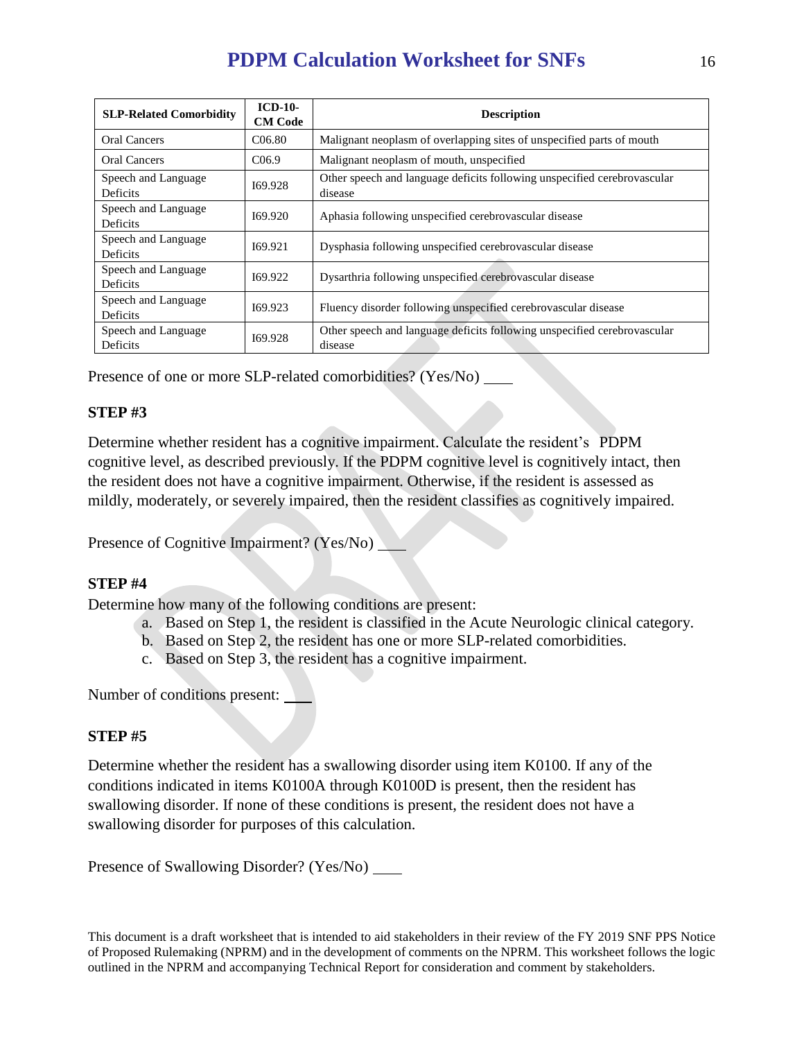| SLP-Related Comorbidity | ICD-10-CM Code | Description |
|---|---|---|
| Oral Cancers | C06.80 | Malignant neoplasm of overlapping sites of unspecified parts of mouth |
| Oral Cancers | C06.9 | Malignant neoplasm of mouth, unspecified |
| Speech and Language Deficits | I69.928 | Other speech and language deficits following unspecified cerebrovascular disease |
| Speech and Language Deficits | I69.920 | Aphasia following unspecified cerebrovascular disease |
| Speech and Language Deficits | I69.921 | Dysphasia following unspecified cerebrovascular disease |
| Speech and Language Deficits | I69.922 | Dysarthria following unspecified cerebrovascular disease |
| Speech and Language Deficits | I69.923 | Fluency disorder following unspecified cerebrovascular disease |
| Speech and Language Deficits | I69.928 | Other speech and language deficits following unspecified cerebrovascular disease |

Presence of one or more SLP-related comorbidities? (Yes/No) ____

**STEP #3**

Determine whether resident has a cognitive impairment. Calculate the resident's PDPM cognitive level, as described previously. If the PDPM cognitive level is cognitively intact, then the resident does not have a cognitive impairment. Otherwise, if the resident is assessed as mildly, moderately, or severely impaired, then the resident classifies as cognitively impaired.

Presence of Cognitive Impairment? (Yes/No) ____

**STEP #4**

Determine how many of the following conditions are present:

a. Based on Step 1, the resident is classified in the Acute Neurologic clinical category.
b. Based on Step 2, the resident has one or more SLP-related comorbidities.
c. Based on Step 3, the resident has a cognitive impairment.

Number of conditions present: ____

**STEP #5**

Determine whether the resident has a swallowing disorder using item K0100. If any of the conditions indicated in items K0100A through K0100D is present, then the resident has swallowing disorder. If none of these conditions is present, the resident does not have a swallowing disorder for purposes of this calculation.

Presence of Swallowing Disorder? (Yes/No) ____

This document is a draft worksheet that is intended to aid stakeholders in their review of the FY 2019 SNF PPS Notice of Proposed Rulemaking (NPRM) and in the development of comments on the NPRM. This worksheet follows the logic outlined in the NPRM and accompanying Technical Report for consideration and comment by stakeholders.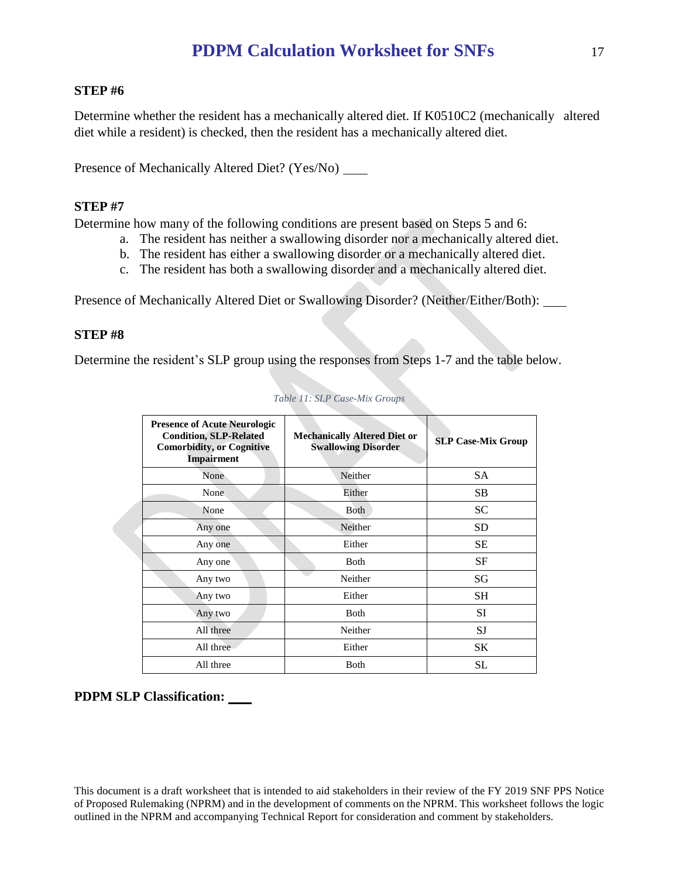**STEP #6**

Determine whether the resident has a mechanically altered diet. If K0510C2 (mechanically altered diet while a resident) is checked, then the resident has a mechanically altered diet.

Presence of Mechanically Altered Diet? (Yes/No) ____

**STEP #7**

Determine how many of the following conditions are present based on Steps 5 and 6:

a. The resident has neither a swallowing disorder nor a mechanically altered diet.
b. The resident has either a swallowing disorder or a mechanically altered diet.
c. The resident has both a swallowing disorder and a mechanically altered diet.

Presence of Mechanically Altered Diet or Swallowing Disorder? (Neither/Either/Both): ____

**STEP #8**

Determine the resident's SLP group using the responses from Steps 1-7 and the table below.

*Table 11: SLP Case-Mix Groups*

| Presence of Acute Neurologic Condition, SLP-Related Comorbidity, or Cognitive Impairment | Mechanically Altered Diet or Swallowing Disorder | SLP Case-Mix Group |
|---|---|---|
| None | Neither | SA |
| None | Either | SB |
| None | Both | SC |
| Any one | Neither | SD |
| Any one | Either | SE |
| Any one | Both | SF |
| Any two | Neither | SG |
| Any two | Either | SH |
| Any two | Both | SI |
| All three | Neither | SJ |
| All three | Either | SK |
| All three | Both | SL |

**PDPM SLP Classification: ____**

This document is a draft worksheet that is intended to aid stakeholders in their review of the FY 2019 SNF PPS Notice of Proposed Rulemaking (NPRM) and in the development of comments on the NPRM. This worksheet follows the logic outlined in the NPRM and accompanying Technical Report for consideration and comment by stakeholders.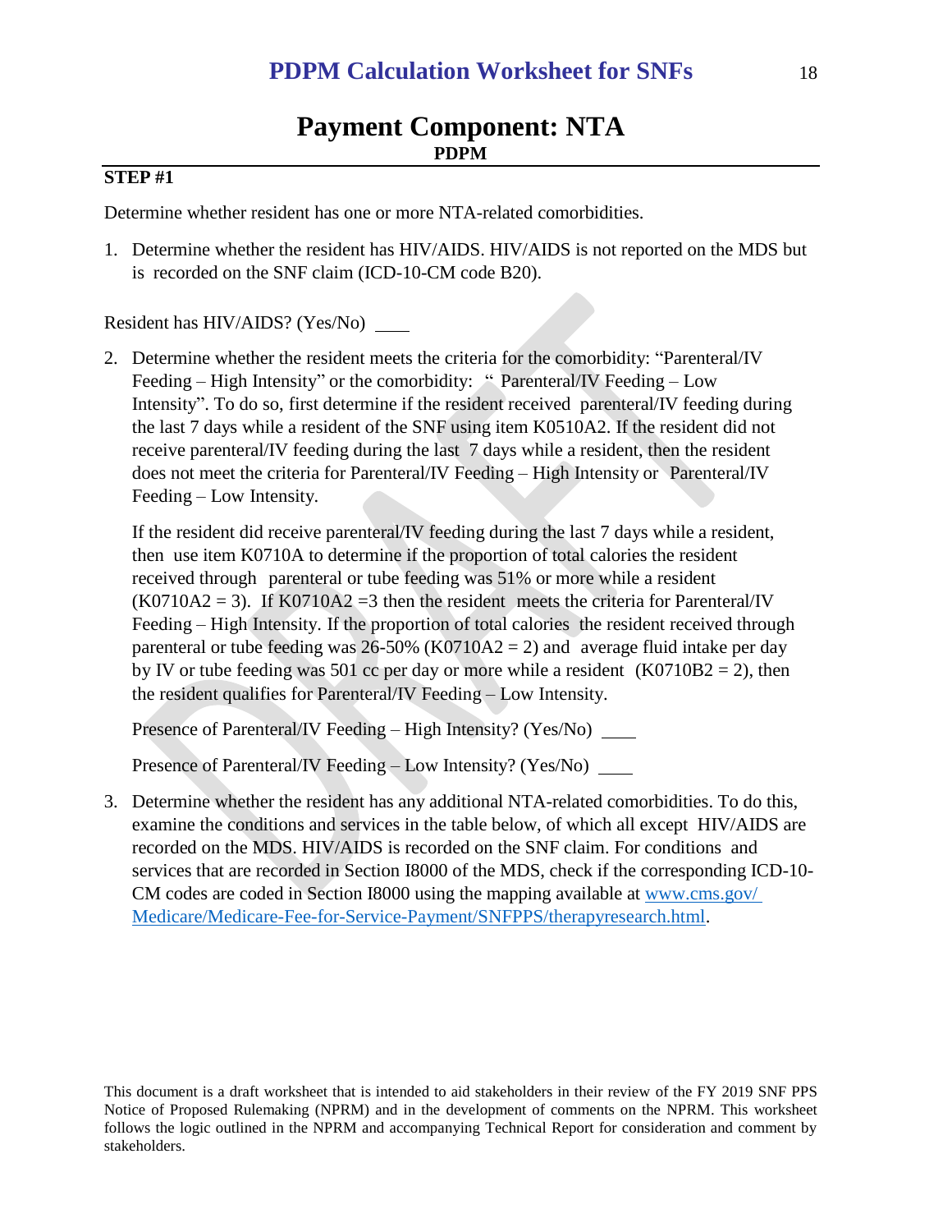# Payment Component: NTA

**PDPM**

**STEP #1**

Determine whether resident has one or more NTA-related comorbidities.

1. Determine whether the resident has HIV/AIDS. HIV/AIDS is not reported on the MDS but is recorded on the SNF claim (ICD-10-CM code B20).

Resident has HIV/AIDS? (Yes/No) \_\_\_\_

2. Determine whether the resident meets the criteria for the comorbidity: "Parenteral/IV Feeding – High Intensity" or the comorbidity: " Parenteral/IV Feeding – Low Intensity". To do so, first determine if the resident received parenteral/IV feeding during the last 7 days while a resident of the SNF using item K0510A2. If the resident did not receive parenteral/IV feeding during the last 7 days while a resident, then the resident does not meet the criteria for Parenteral/IV Feeding – High Intensity or Parenteral/IV Feeding – Low Intensity.

   If the resident did receive parenteral/IV feeding during the last 7 days while a resident, then use item K0710A to determine if the proportion of total calories the resident received through parenteral or tube feeding was 51% or more while a resident (K0710A2 = 3). If K0710A2 =3 then the resident meets the criteria for Parenteral/IV Feeding – High Intensity. If the proportion of total calories the resident received through parenteral or tube feeding was 26-50% (K0710A2 = 2) and average fluid intake per day by IV or tube feeding was 501 cc per day or more while a resident (K0710B2 = 2), then the resident qualifies for Parenteral/IV Feeding – Low Intensity.

   Presence of Parenteral/IV Feeding – High Intensity? (Yes/No) \_\_\_\_

   Presence of Parenteral/IV Feeding – Low Intensity? (Yes/No) \_\_\_\_

3. Determine whether the resident has any additional NTA-related comorbidities. To do this, examine the conditions and services in the table below, of which all except HIV/AIDS are recorded on the MDS. HIV/AIDS is recorded on the SNF claim. For conditions and services that are recorded in Section I8000 of the MDS, check if the corresponding ICD-10-CM codes are coded in Section I8000 using the mapping available at [www.cms.gov/Medicare/Medicare-Fee-for-Service-Payment/SNFPPS/therapyresearch.html](www.cms.gov/Medicare/Medicare-Fee-for-Service-Payment/SNFPPS/therapyresearch.html).

This document is a draft worksheet that is intended to aid stakeholders in their review of the FY 2019 SNF PPS Notice of Proposed Rulemaking (NPRM) and in the development of comments on the NPRM. This worksheet follows the logic outlined in the NPRM and accompanying Technical Report for consideration and comment by stakeholders.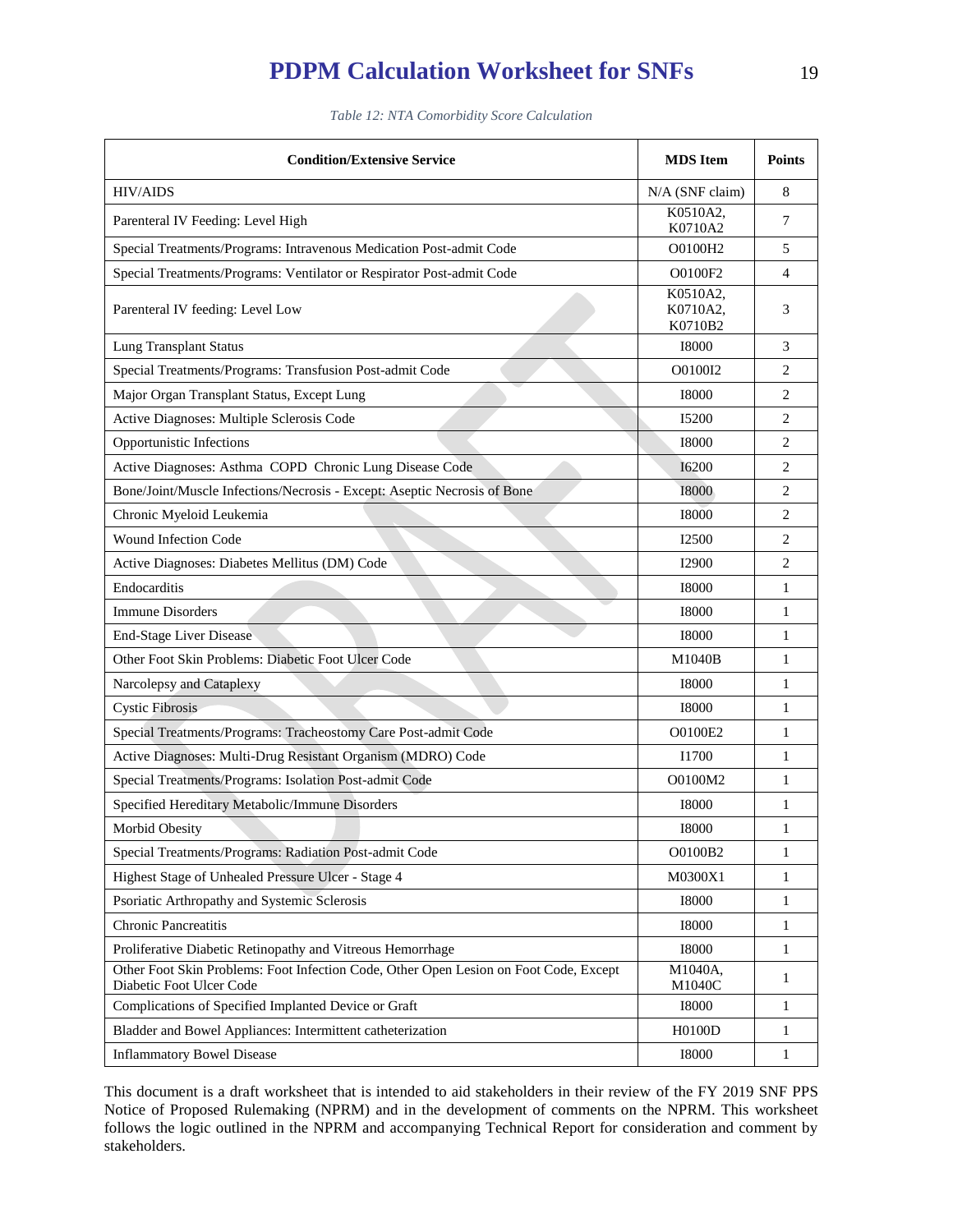*Table 12: NTA Comorbidity Score Calculation*

| Condition/Extensive Service | MDS Item | Points |
|---|---|---|
| HIV/AIDS | N/A (SNF claim) | 8 |
| Parenteral IV Feeding: Level High | K0510A2, K0710A2 | 7 |
| Special Treatments/Programs: Intravenous Medication Post-admit Code | O0100H2 | 5 |
| Special Treatments/Programs: Ventilator or Respirator Post-admit Code | O0100F2 | 4 |
| Parenteral IV feeding: Level Low | K0510A2, K0710A2, K0710B2 | 3 |
| Lung Transplant Status | I8000 | 3 |
| Special Treatments/Programs: Transfusion Post-admit Code | O0100I2 | 2 |
| Major Organ Transplant Status, Except Lung | I8000 | 2 |
| Active Diagnoses: Multiple Sclerosis Code | I5200 | 2 |
| Opportunistic Infections | I8000 | 2 |
| Active Diagnoses: Asthma COPD Chronic Lung Disease Code | I6200 | 2 |
| Bone/Joint/Muscle Infections/Necrosis - Except: Aseptic Necrosis of Bone | I8000 | 2 |
| Chronic Myeloid Leukemia | I8000 | 2 |
| Wound Infection Code | I2500 | 2 |
| Active Diagnoses: Diabetes Mellitus (DM) Code | I2900 | 2 |
| Endocarditis | I8000 | 1 |
| Immune Disorders | I8000 | 1 |
| End-Stage Liver Disease | I8000 | 1 |
| Other Foot Skin Problems: Diabetic Foot Ulcer Code | M1040B | 1 |
| Narcolepsy and Cataplexy | I8000 | 1 |
| Cystic Fibrosis | I8000 | 1 |
| Special Treatments/Programs: Tracheostomy Care Post-admit Code | O0100E2 | 1 |
| Active Diagnoses: Multi-Drug Resistant Organism (MDRO) Code | I1700 | 1 |
| Special Treatments/Programs: Isolation Post-admit Code | O0100M2 | 1 |
| Specified Hereditary Metabolic/Immune Disorders | I8000 | 1 |
| Morbid Obesity | I8000 | 1 |
| Special Treatments/Programs: Radiation Post-admit Code | O0100B2 | 1 |
| Highest Stage of Unhealed Pressure Ulcer - Stage 4 | M0300X1 | 1 |
| Psoriatic Arthropathy and Systemic Sclerosis | I8000 | 1 |
| Chronic Pancreatitis | I8000 | 1 |
| Proliferative Diabetic Retinopathy and Vitreous Hemorrhage | I8000 | 1 |
| Other Foot Skin Problems: Foot Infection Code, Other Open Lesion on Foot Code, Except Diabetic Foot Ulcer Code | M1040A, M1040C | 1 |
| Complications of Specified Implanted Device or Graft | I8000 | 1 |
| Bladder and Bowel Appliances: Intermittent catheterization | H0100D | 1 |
| Inflammatory Bowel Disease | I8000 | 1 |

This document is a draft worksheet that is intended to aid stakeholders in their review of the FY 2019 SNF PPS Notice of Proposed Rulemaking (NPRM) and in the development of comments on the NPRM. This worksheet follows the logic outlined in the NPRM and accompanying Technical Report for consideration and comment by stakeholders.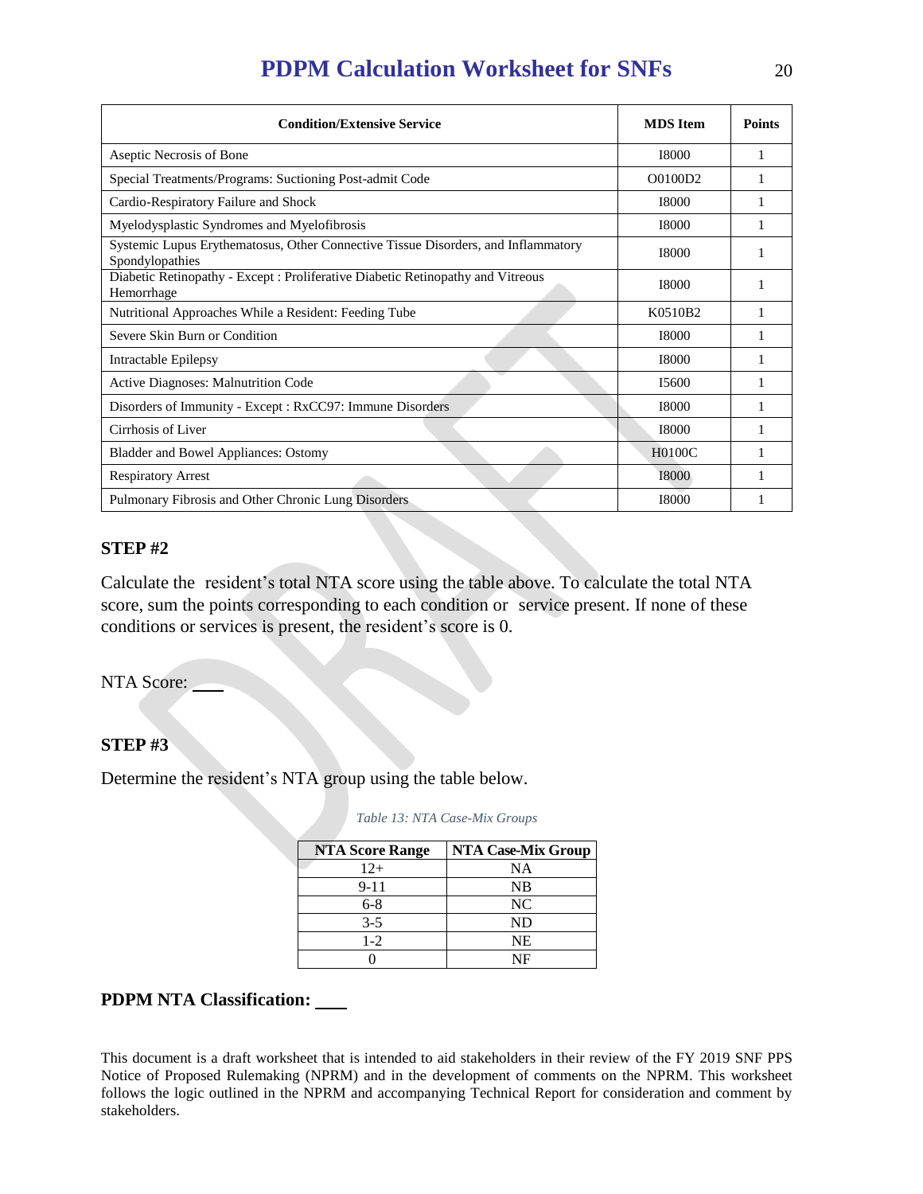| Condition/Extensive Service | MDS Item | Points |
|---|---|---|
| Aseptic Necrosis of Bone | I8000 | 1 |
| Special Treatments/Programs: Suctioning Post-admit Code | O0100D2 | 1 |
| Cardio-Respiratory Failure and Shock | I8000 | 1 |
| Myelodysplastic Syndromes and Myelofibrosis | I8000 | 1 |
| Systemic Lupus Erythematosus, Other Connective Tissue Disorders, and Inflammatory Spondylopathies | I8000 | 1 |
| Diabetic Retinopathy - Except : Proliferative Diabetic Retinopathy and Vitreous Hemorrhage | I8000 | 1 |
| Nutritional Approaches While a Resident: Feeding Tube | K0510B2 | 1 |
| Severe Skin Burn or Condition | I8000 | 1 |
| Intractable Epilepsy | I8000 | 1 |
| Active Diagnoses: Malnutrition Code | I5600 | 1 |
| Disorders of Immunity - Except : RxCC97: Immune Disorders | I8000 | 1 |
| Cirrhosis of Liver | I8000 | 1 |
| Bladder and Bowel Appliances: Ostomy | H0100C | 1 |
| Respiratory Arrest | I8000 | 1 |
| Pulmonary Fibrosis and Other Chronic Lung Disorders | I8000 | 1 |

### STEP #2

Calculate the resident's total NTA score using the table above. To calculate the total NTA score, sum the points corresponding to each condition or service present. If none of these conditions or services is present, the resident's score is 0.

NTA Score: \_\_\_

### STEP #3

Determine the resident's NTA group using the table below.

*Table 13: NTA Case-Mix Groups*

| NTA Score Range | NTA Case-Mix Group |
|---|---|
| 12+ | NA |
| 9-11 | NB |
| 6-8 | NC |
| 3-5 | ND |
| 1-2 | NE |
| 0 | NF |

**PDPM NTA Classification: \_\_\_**

This document is a draft worksheet that is intended to aid stakeholders in their review of the FY 2019 SNF PPS Notice of Proposed Rulemaking (NPRM) and in the development of comments on the NPRM. This worksheet follows the logic outlined in the NPRM and accompanying Technical Report for consideration and comment by stakeholders.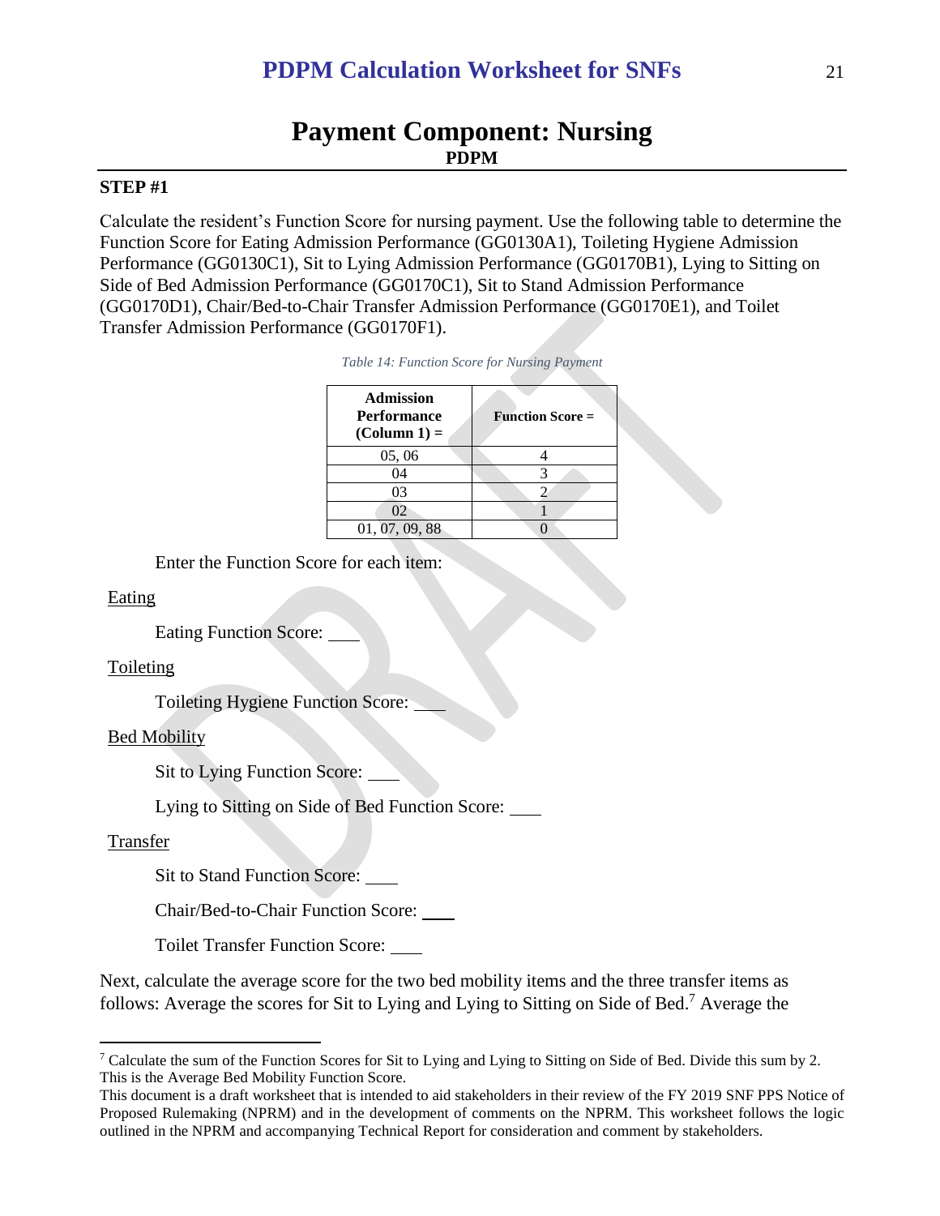# Payment Component: Nursing

**PDPM**

**STEP #1**

Calculate the resident's Function Score for nursing payment. Use the following table to determine the Function Score for Eating Admission Performance (GG0130A1), Toileting Hygiene Admission Performance (GG0130C1), Sit to Lying Admission Performance (GG0170B1), Lying to Sitting on Side of Bed Admission Performance (GG0170C1), Sit to Stand Admission Performance (GG0170D1), Chair/Bed-to-Chair Transfer Admission Performance (GG0170E1), and Toilet Transfer Admission Performance (GG0170F1).

*Table 14: Function Score for Nursing Payment*

| Admission Performance (Column 1) = | Function Score = |
|---|---|
| 05, 06 | 4 |
| 04 | 3 |
| 03 | 2 |
| 02 | 1 |
| 01, 07, 09, 88 | 0 |

Enter the Function Score for each item:

<u>Eating</u>

Eating Function Score: ___

<u>Toileting</u>

Toileting Hygiene Function Score: ___

<u>Bed Mobility</u>

Sit to Lying Function Score: ___

Lying to Sitting on Side of Bed Function Score: ___

<u>Transfer</u>

Sit to Stand Function Score: ___

Chair/Bed-to-Chair Function Score: ___

Toilet Transfer Function Score: ___

Next, calculate the average score for the two bed mobility items and the three transfer items as follows: Average the scores for Sit to Lying and Lying to Sitting on Side of Bed.[7] Average the

---

[7] Calculate the sum of the Function Scores for Sit to Lying and Lying to Sitting on Side of Bed. Divide this sum by 2. This is the Average Bed Mobility Function Score.

This document is a draft worksheet that is intended to aid stakeholders in their review of the FY 2019 SNF PPS Notice of Proposed Rulemaking (NPRM) and in the development of comments on the NPRM. This worksheet follows the logic outlined in the NPRM and accompanying Technical Report for consideration and comment by stakeholders.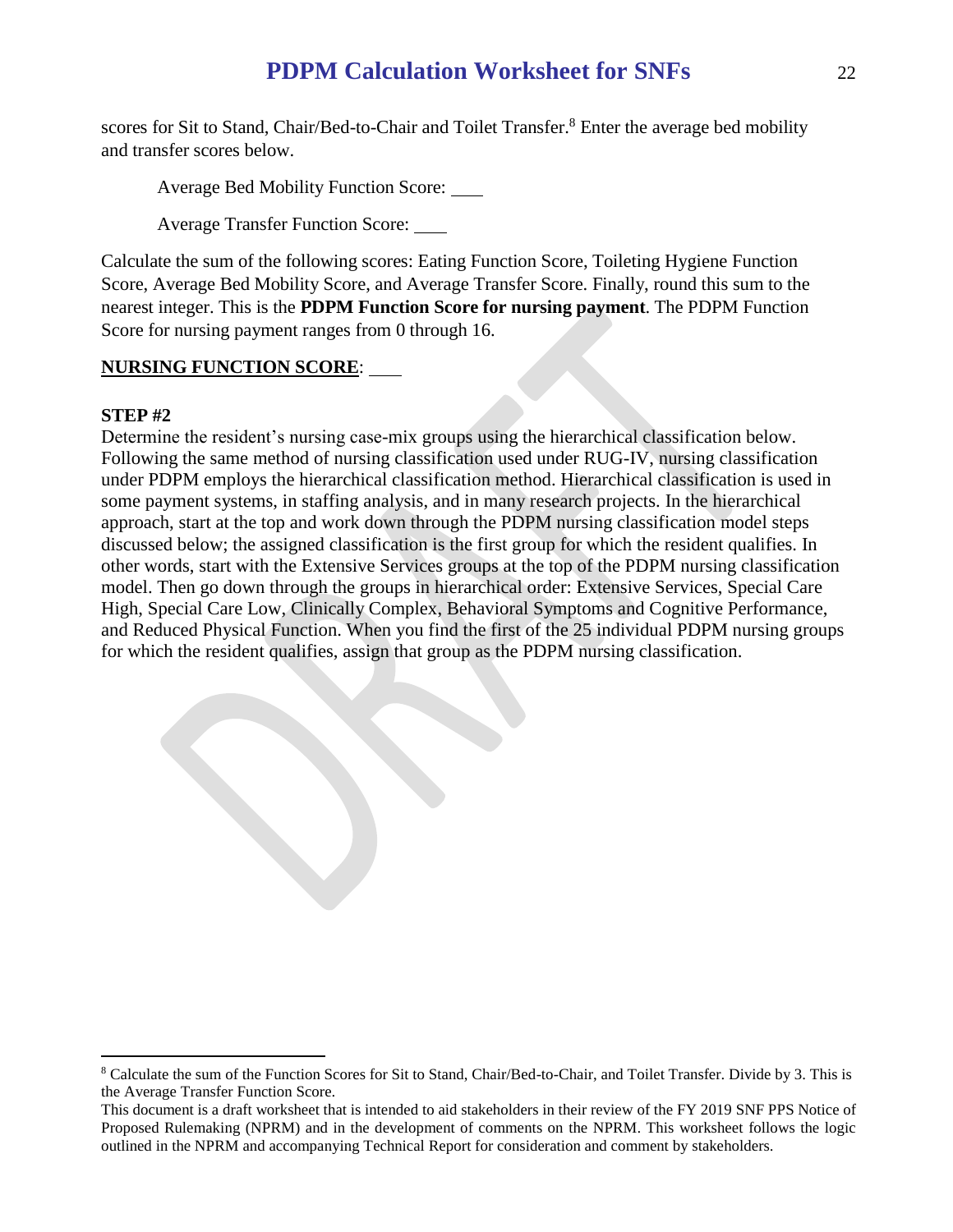scores for Sit to Stand, Chair/Bed-to-Chair and Toilet Transfer.[8] Enter the average bed mobility and transfer scores below.

Average Bed Mobility Function Score: ____

Average Transfer Function Score: ____

Calculate the sum of the following scores: Eating Function Score, Toileting Hygiene Function Score, Average Bed Mobility Score, and Average Transfer Score. Finally, round this sum to the nearest integer. This is the **PDPM Function Score for nursing payment**. The PDPM Function Score for nursing payment ranges from 0 through 16.

**NURSING FUNCTION SCORE**: ____

**STEP #2**

Determine the resident's nursing case-mix groups using the hierarchical classification below. Following the same method of nursing classification used under RUG-IV, nursing classification under PDPM employs the hierarchical classification method. Hierarchical classification is used in some payment systems, in staffing analysis, and in many research projects. In the hierarchical approach, start at the top and work down through the PDPM nursing classification model steps discussed below; the assigned classification is the first group for which the resident qualifies. In other words, start with the Extensive Services groups at the top of the PDPM nursing classification model. Then go down through the groups in hierarchical order: Extensive Services, Special Care High, Special Care Low, Clinically Complex, Behavioral Symptoms and Cognitive Performance, and Reduced Physical Function. When you find the first of the 25 individual PDPM nursing groups for which the resident qualifies, assign that group as the PDPM nursing classification.

---

[8] Calculate the sum of the Function Scores for Sit to Stand, Chair/Bed-to-Chair, and Toilet Transfer. Divide by 3. This is the Average Transfer Function Score.

This document is a draft worksheet that is intended to aid stakeholders in their review of the FY 2019 SNF PPS Notice of Proposed Rulemaking (NPRM) and in the development of comments on the NPRM. This worksheet follows the logic outlined in the NPRM and accompanying Technical Report for consideration and comment by stakeholders.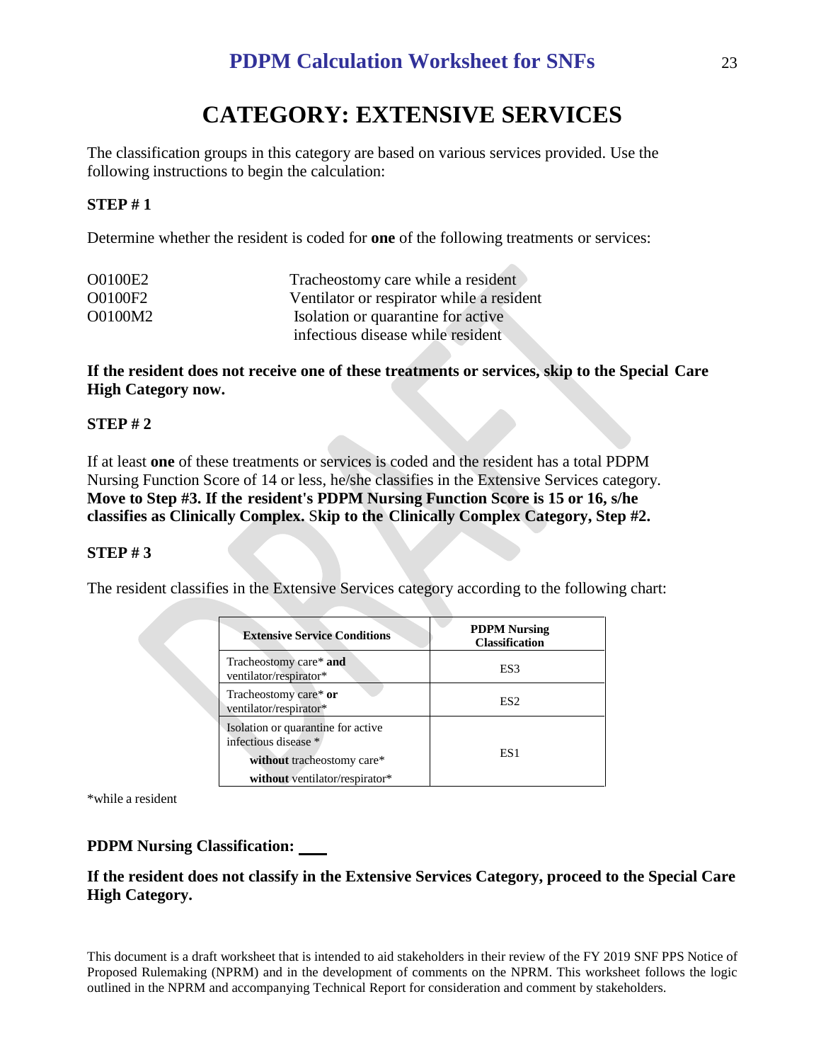# CATEGORY: EXTENSIVE SERVICES

The classification groups in this category are based on various services provided. Use the following instructions to begin the calculation:

**STEP # 1**

Determine whether the resident is coded for **one** of the following treatments or services:

| | |
|---|---|
| O0100E2 | Tracheostomy care while a resident |
| O0100F2 | Ventilator or respirator while a resident |
| O0100M2 | Isolation or quarantine for active infectious disease while resident |

**If the resident does not receive one of these treatments or services, skip to the Special Care High Category now.**

**STEP # 2**

If at least **one** of these treatments or services is coded and the resident has a total PDPM Nursing Function Score of 14 or less, he/she classifies in the Extensive Services category. **Move to Step #3. If the resident's PDPM Nursing Function Score is 15 or 16, s/he classifies as Clinically Complex. Skip to the Clinically Complex Category, Step #2.**

**STEP # 3**

The resident classifies in the Extensive Services category according to the following chart:

| Extensive Service Conditions | PDPM Nursing Classification |
|---|---|
| Tracheostomy care* **and** ventilator/respirator* | ES3 |
| Tracheostomy care* **or** ventilator/respirator* | ES2 |
| Isolation or quarantine for active infectious disease * **without** tracheostomy care* **without** ventilator/respirator* | ES1 |

*while a resident

**PDPM Nursing Classification:** ___

**If the resident does not classify in the Extensive Services Category, proceed to the Special Care High Category.**

This document is a draft worksheet that is intended to aid stakeholders in their review of the FY 2019 SNF PPS Notice of Proposed Rulemaking (NPRM) and in the development of comments on the NPRM. This worksheet follows the logic outlined in the NPRM and accompanying Technical Report for consideration and comment by stakeholders.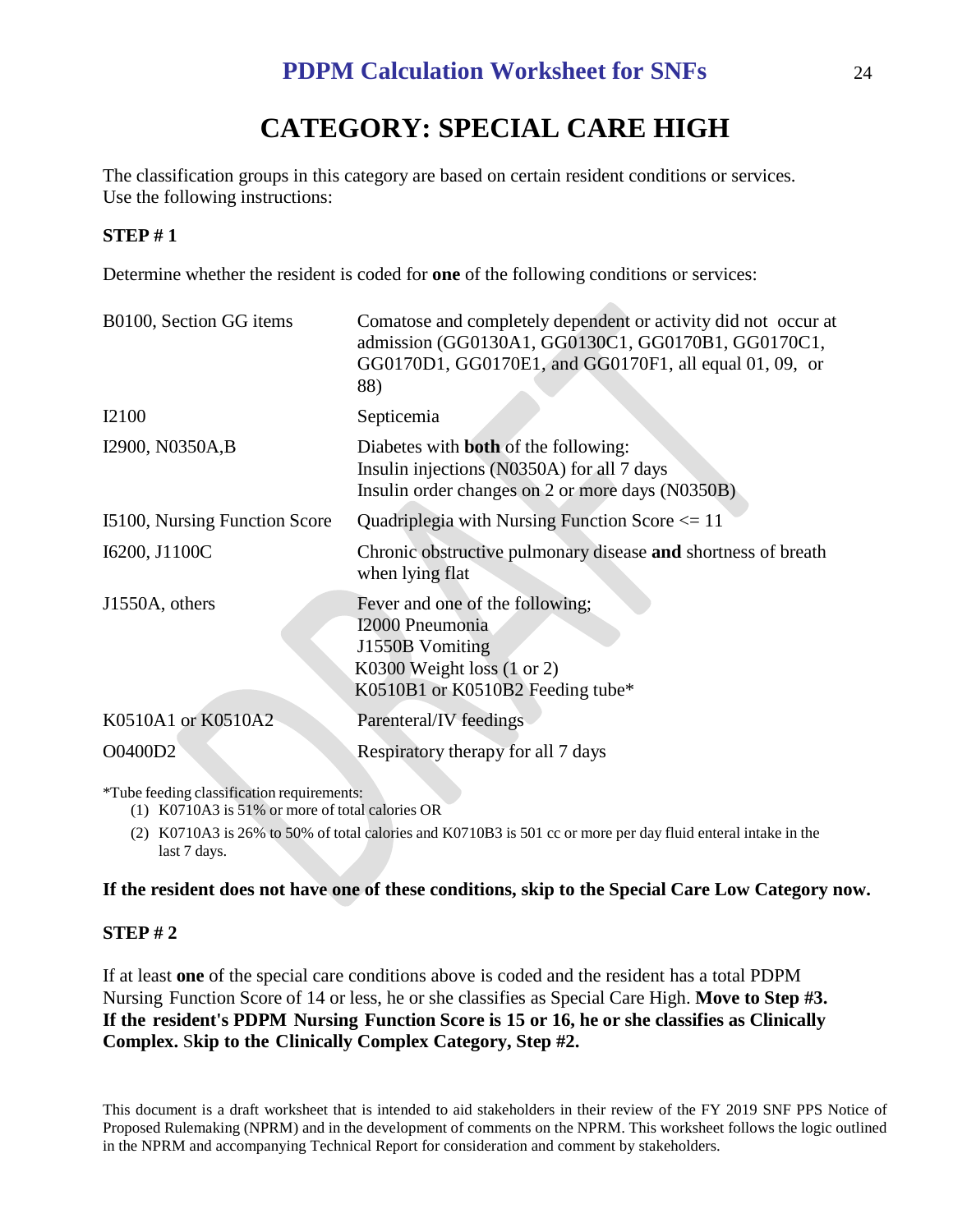# CATEGORY: SPECIAL CARE HIGH

The classification groups in this category are based on certain resident conditions or services. Use the following instructions:

**STEP # 1**

Determine whether the resident is coded for **one** of the following conditions or services:

| | |
|---|---|
| B0100, Section GG items | Comatose and completely dependent or activity did not occur at admission (GG0130A1, GG0130C1, GG0170B1, GG0170C1, GG0170D1, GG0170E1, and GG0170F1, all equal 01, 09, or 88) |
| I2100 | Septicemia |
| I2900, N0350A,B | Diabetes with **both** of the following:<br>Insulin injections (N0350A) for all 7 days<br>Insulin order changes on 2 or more days (N0350B) |
| I5100, Nursing Function Score | Quadriplegia with Nursing Function Score <= 11 |
| I6200, J1100C | Chronic obstructive pulmonary disease **and** shortness of breath when lying flat |
| J1550A, others | Fever and one of the following;<br>I2000 Pneumonia<br>J1550B Vomiting<br>K0300 Weight loss (1 or 2)<br>K0510B1 or K0510B2 Feeding tube* |
| K0510A1 or K0510A2 | Parenteral/IV feedings |
| O0400D2 | Respiratory therapy for all 7 days |

*Tube feeding classification requirements:

1. K0710A3 is 51% or more of total calories OR
2. K0710A3 is 26% to 50% of total calories and K0710B3 is 501 cc or more per day fluid enteral intake in the last 7 days.

**If the resident does not have one of these conditions, skip to the Special Care Low Category now.**

**STEP # 2**

If at least **one** of the special care conditions above is coded and the resident has a total PDPM Nursing Function Score of 14 or less, he or she classifies as Special Care High. **Move to Step #3. If the resident's PDPM Nursing Function Score is 15 or 16, he or she classifies as Clinically Complex. Skip to the Clinically Complex Category, Step #2.**

This document is a draft worksheet that is intended to aid stakeholders in their review of the FY 2019 SNF PPS Notice of Proposed Rulemaking (NPRM) and in the development of comments on the NPRM. This worksheet follows the logic outlined in the NPRM and accompanying Technical Report for consideration and comment by stakeholders.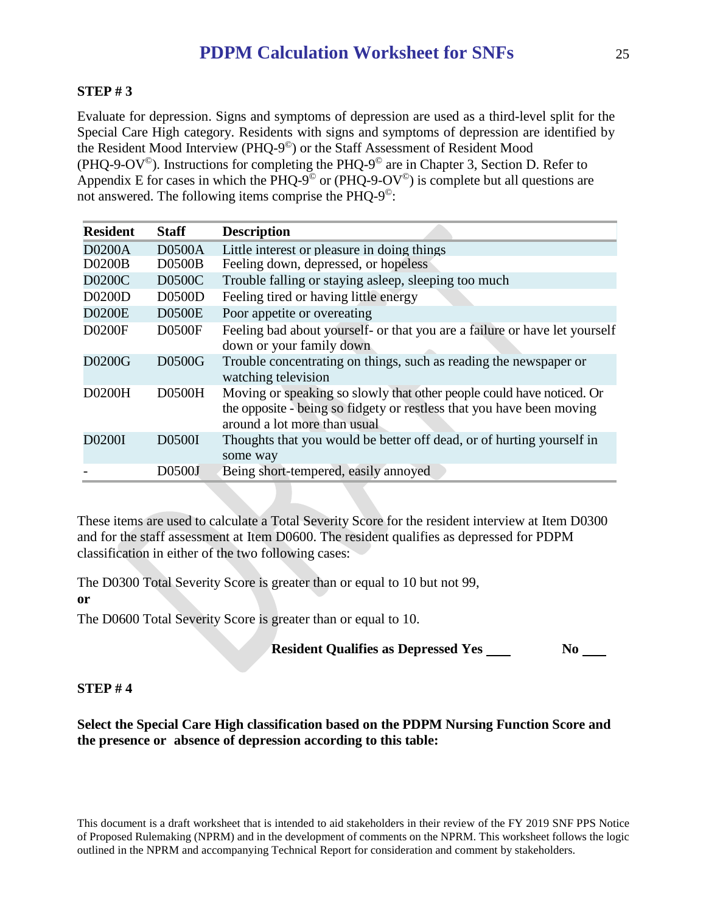**STEP # 3**

Evaluate for depression. Signs and symptoms of depression are used as a third-level split for the Special Care High category. Residents with signs and symptoms of depression are identified by the Resident Mood Interview (PHQ-9©) or the Staff Assessment of Resident Mood (PHQ-9-OV©). Instructions for completing the PHQ-9© are in Chapter 3, Section D. Refer to Appendix E for cases in which the PHQ-9© or (PHQ-9-OV©) is complete but all questions are not answered. The following items comprise the PHQ-9©:

| Resident | Staff | Description |
|---|---|---|
| D0200A | D0500A | Little interest or pleasure in doing things |
| D0200B | D0500B | Feeling down, depressed, or hopeless |
| D0200C | D0500C | Trouble falling or staying asleep, sleeping too much |
| D0200D | D0500D | Feeling tired or having little energy |
| D0200E | D0500E | Poor appetite or overeating |
| D0200F | D0500F | Feeling bad about yourself- or that you are a failure or have let yourself down or your family down |
| D0200G | D0500G | Trouble concentrating on things, such as reading the newspaper or watching television |
| D0200H | D0500H | Moving or speaking so slowly that other people could have noticed. Or the opposite - being so fidgety or restless that you have been moving around a lot more than usual |
| D0200I | D0500I | Thoughts that you would be better off dead, or of hurting yourself in some way |
| - | D0500J | Being short-tempered, easily annoyed |

These items are used to calculate a Total Severity Score for the resident interview at Item D0300 and for the staff assessment at Item D0600. The resident qualifies as depressed for PDPM classification in either of the two following cases:

The D0300 Total Severity Score is greater than or equal to 10 but not 99,

**or**

The D0600 Total Severity Score is greater than or equal to 10.

**Resident Qualifies as Depressed Yes \_\_\_ No \_\_\_**

**STEP # 4**

**Select the Special Care High classification based on the PDPM Nursing Function Score and the presence or absence of depression according to this table:**

This document is a draft worksheet that is intended to aid stakeholders in their review of the FY 2019 SNF PPS Notice of Proposed Rulemaking (NPRM) and in the development of comments on the NPRM. This worksheet follows the logic outlined in the NPRM and accompanying Technical Report for consideration and comment by stakeholders.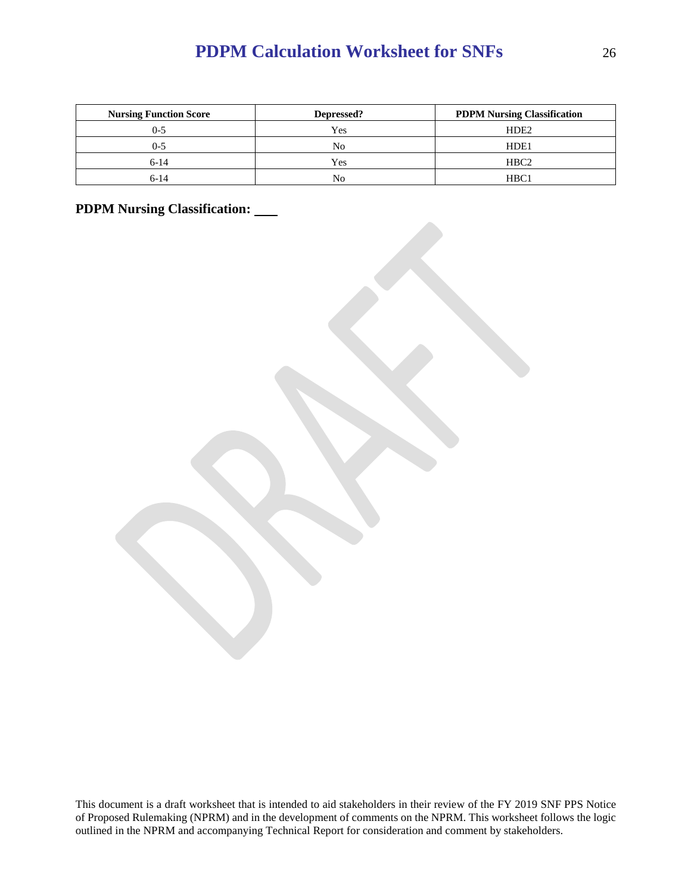| Nursing Function Score | Depressed? | PDPM Nursing Classification |
|---|---|---|
| 0-5 | Yes | HDE2 |
| 0-5 | No | HDE1 |
| 6-14 | Yes | HBC2 |
| 6-14 | No | HBC1 |

**PDPM Nursing Classification: ___**

This document is a draft worksheet that is intended to aid stakeholders in their review of the FY 2019 SNF PPS Notice of Proposed Rulemaking (NPRM) and in the development of comments on the NPRM. This worksheet follows the logic outlined in the NPRM and accompanying Technical Report for consideration and comment by stakeholders.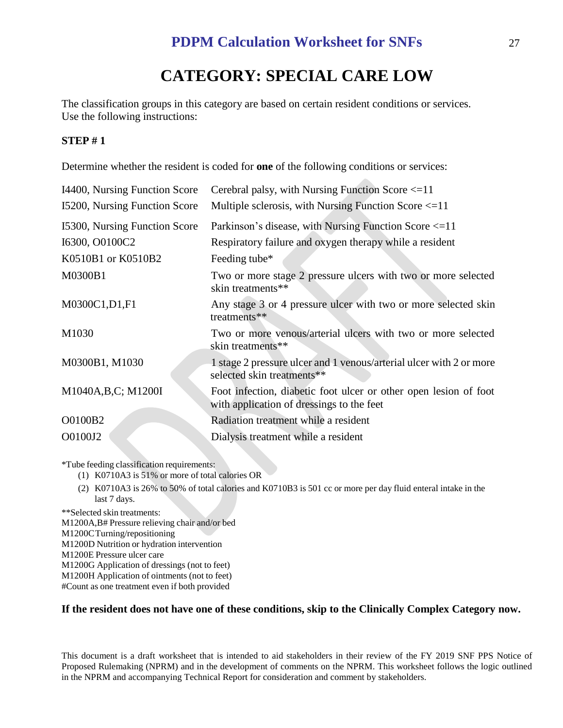# CATEGORY: SPECIAL CARE LOW

The classification groups in this category are based on certain resident conditions or services. Use the following instructions:

**STEP # 1**

Determine whether the resident is coded for **one** of the following conditions or services:

| | |
|---|---|
| I4400, Nursing Function Score | Cerebral palsy, with Nursing Function Score <=11 |
| I5200, Nursing Function Score | Multiple sclerosis, with Nursing Function Score <=11 |
| I5300, Nursing Function Score | Parkinson's disease, with Nursing Function Score <=11 |
| I6300, O0100C2 | Respiratory failure and oxygen therapy while a resident |
| K0510B1 or K0510B2 | Feeding tube* |
| M0300B1 | Two or more stage 2 pressure ulcers with two or more selected skin treatments** |
| M0300C1,D1,F1 | Any stage 3 or 4 pressure ulcer with two or more selected skin treatments** |
| M1030 | Two or more venous/arterial ulcers with two or more selected skin treatments** |
| M0300B1, M1030 | 1 stage 2 pressure ulcer and 1 venous/arterial ulcer with 2 or more selected skin treatments** |
| M1040A,B,C; M1200I | Foot infection, diabetic foot ulcer or other open lesion of foot with application of dressings to the feet |
| O0100B2 | Radiation treatment while a resident |
| O0100J2 | Dialysis treatment while a resident |

*Tube feeding classification requirements:

1. K0710A3 is 51% or more of total calories OR
2. K0710A3 is 26% to 50% of total calories and K0710B3 is 501 cc or more per day fluid enteral intake in the last 7 days.

**Selected skin treatments:
M1200A,B# Pressure relieving chair and/or bed
M1200C Turning/repositioning
M1200D Nutrition or hydration intervention
M1200E Pressure ulcer care
M1200G Application of dressings (not to feet)
M1200H Application of ointments (not to feet)
#Count as one treatment even if both provided

**If the resident does not have one of these conditions, skip to the Clinically Complex Category now.**

This document is a draft worksheet that is intended to aid stakeholders in their review of the FY 2019 SNF PPS Notice of Proposed Rulemaking (NPRM) and in the development of comments on the NPRM. This worksheet follows the logic outlined in the NPRM and accompanying Technical Report for consideration and comment by stakeholders.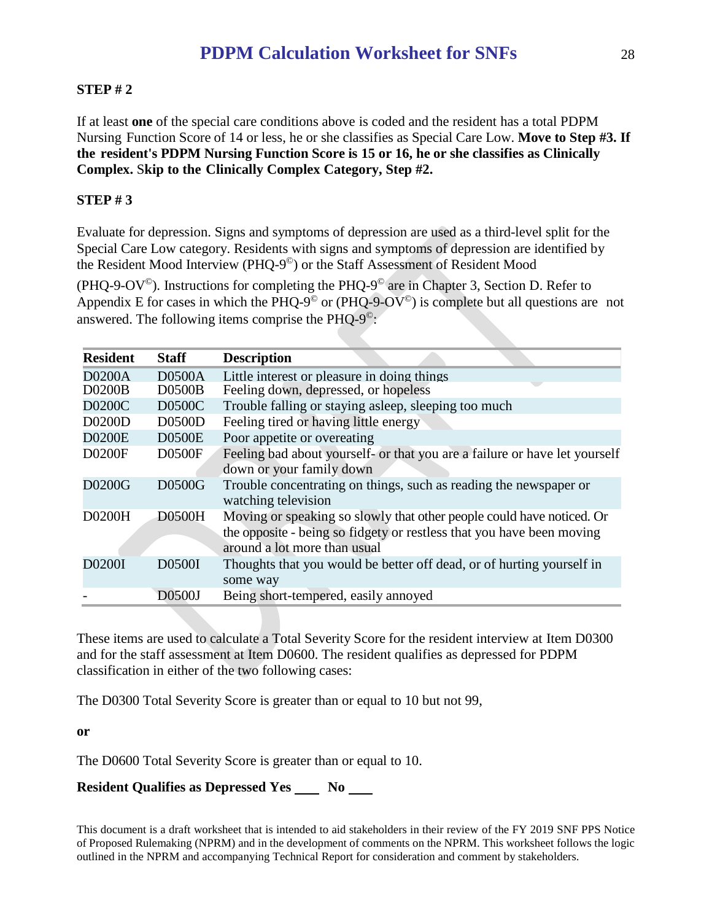**STEP # 2**

If at least **one** of the special care conditions above is coded and the resident has a total PDPM Nursing Function Score of 14 or less, he or she classifies as Special Care Low. **Move to Step #3. If the resident's PDPM Nursing Function Score is 15 or 16, he or she classifies as Clinically Complex.** S**kip to the Clinically Complex Category, Step #2.**

**STEP # 3**

Evaluate for depression. Signs and symptoms of depression are used as a third-level split for the Special Care Low category. Residents with signs and symptoms of depression are identified by the Resident Mood Interview (PHQ-9©) or the Staff Assessment of Resident Mood (PHQ-9-OV©). Instructions for completing the PHQ-9© are in Chapter 3, Section D. Refer to Appendix E for cases in which the PHQ-9© or (PHQ-9-OV©) is complete but all questions are not answered. The following items comprise the PHQ-9©:

| Resident | Staff | Description |
|---|---|---|
| D0200A | D0500A | Little interest or pleasure in doing things |
| D0200B | D0500B | Feeling down, depressed, or hopeless |
| D0200C | D0500C | Trouble falling or staying asleep, sleeping too much |
| D0200D | D0500D | Feeling tired or having little energy |
| D0200E | D0500E | Poor appetite or overeating |
| D0200F | D0500F | Feeling bad about yourself- or that you are a failure or have let yourself down or your family down |
| D0200G | D0500G | Trouble concentrating on things, such as reading the newspaper or watching television |
| D0200H | D0500H | Moving or speaking so slowly that other people could have noticed. Or the opposite - being so fidgety or restless that you have been moving around a lot more than usual |
| D0200I | D0500I | Thoughts that you would be better off dead, or of hurting yourself in some way |
| - | D0500J | Being short-tempered, easily annoyed |

These items are used to calculate a Total Severity Score for the resident interview at Item D0300 and for the staff assessment at Item D0600. The resident qualifies as depressed for PDPM classification in either of the two following cases:

The D0300 Total Severity Score is greater than or equal to 10 but not 99,

**or**

The D0600 Total Severity Score is greater than or equal to 10.

**Resident Qualifies as Depressed Yes \_\_\_\_ No \_\_\_\_**

This document is a draft worksheet that is intended to aid stakeholders in their review of the FY 2019 SNF PPS Notice of Proposed Rulemaking (NPRM) and in the development of comments on the NPRM. This worksheet follows the logic outlined in the NPRM and accompanying Technical Report for consideration and comment by stakeholders.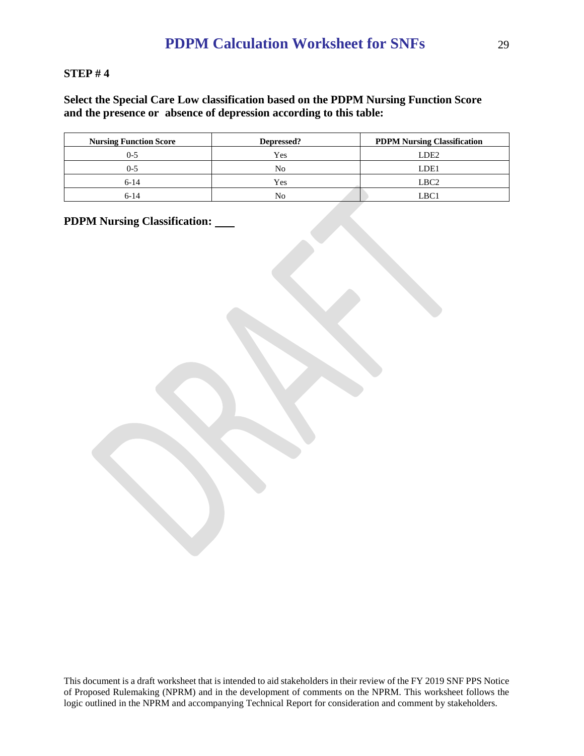**STEP # 4**

**Select the Special Care Low classification based on the PDPM Nursing Function Score and the presence or absence of depression according to this table:**

| Nursing Function Score | Depressed? | PDPM Nursing Classification |
|---|---|---|
| 0-5 | Yes | LDE2 |
| 0-5 | No | LDE1 |
| 6-14 | Yes | LBC2 |
| 6-14 | No | LBC1 |

**PDPM Nursing Classification: \_\_\_**

This document is a draft worksheet that is intended to aid stakeholders in their review of the FY 2019 SNF PPS Notice of Proposed Rulemaking (NPRM) and in the development of comments on the NPRM. This worksheet follows the logic outlined in the NPRM and accompanying Technical Report for consideration and comment by stakeholders.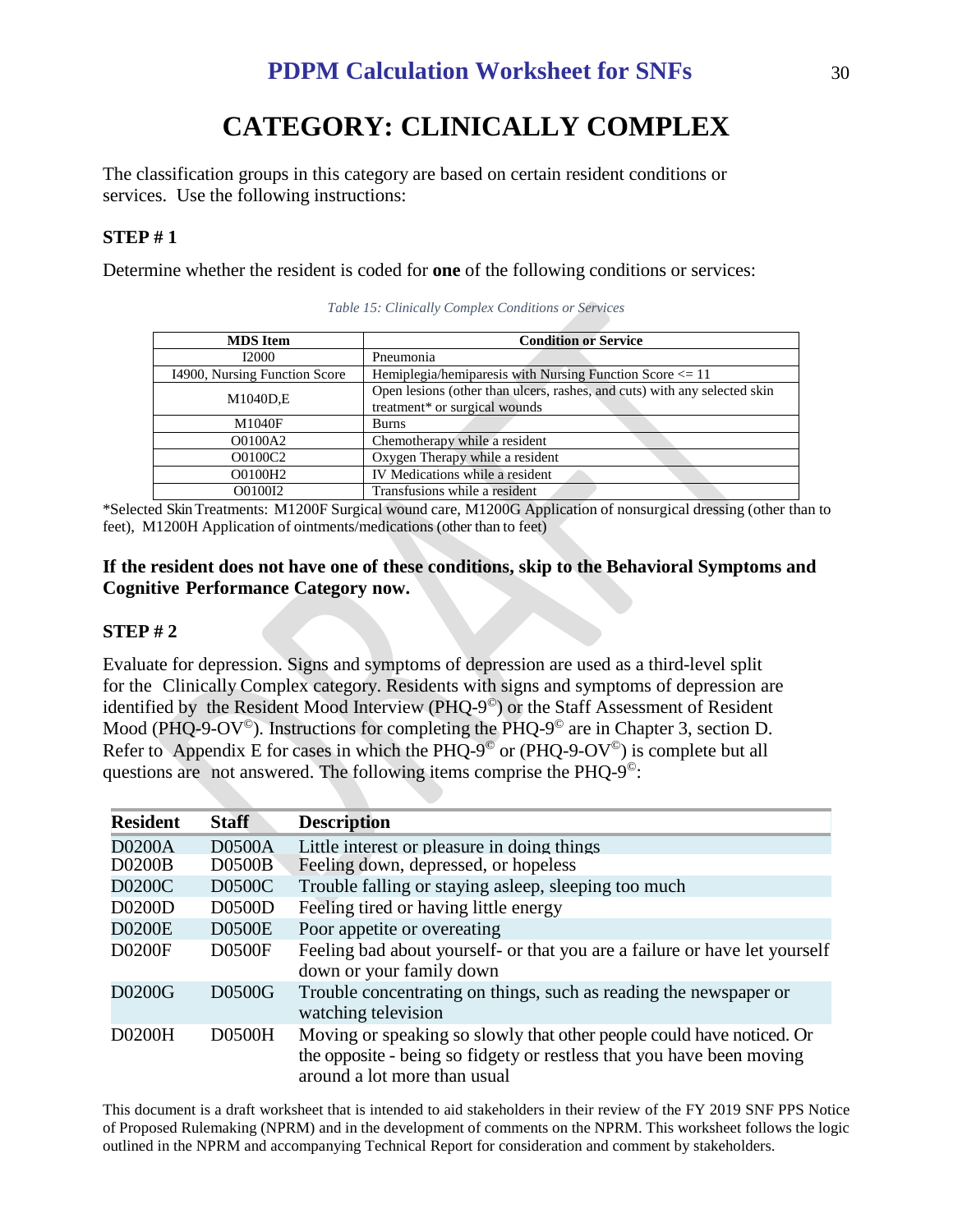# CATEGORY: CLINICALLY COMPLEX

The classification groups in this category are based on certain resident conditions or services. Use the following instructions:

### STEP # 1

Determine whether the resident is coded for **one** of the following conditions or services:

*Table 15: Clinically Complex Conditions or Services*

| MDS Item | Condition or Service |
|---|---|
| I2000 | Pneumonia |
| I4900, Nursing Function Score | Hemiplegia/hemiparesis with Nursing Function Score <= 11 |
| M1040D,E | Open lesions (other than ulcers, rashes, and cuts) with any selected skin treatment* or surgical wounds |
| M1040F | Burns |
| O0100A2 | Chemotherapy while a resident |
| O0100C2 | Oxygen Therapy while a resident |
| O0100H2 | IV Medications while a resident |
| O0100I2 | Transfusions while a resident |

*Selected Skin Treatments: M1200F Surgical wound care, M1200G Application of nonsurgical dressing (other than to feet), M1200H Application of ointments/medications (other than to feet)

**If the resident does not have one of these conditions, skip to the Behavioral Symptoms and Cognitive Performance Category now.**

### STEP # 2

Evaluate for depression. Signs and symptoms of depression are used as a third-level split for the Clinically Complex category. Residents with signs and symptoms of depression are identified by the Resident Mood Interview (PHQ-9©) or the Staff Assessment of Resident Mood (PHQ-9-OV©). Instructions for completing the PHQ-9© are in Chapter 3, section D. Refer to Appendix E for cases in which the PHQ-9© or (PHQ-9-OV©) is complete but all questions are not answered. The following items comprise the PHQ-9©:

| Resident | Staff | Description |
|---|---|---|
| D0200A | D0500A | Little interest or pleasure in doing things |
| D0200B | D0500B | Feeling down, depressed, or hopeless |
| D0200C | D0500C | Trouble falling or staying asleep, sleeping too much |
| D0200D | D0500D | Feeling tired or having little energy |
| D0200E | D0500E | Poor appetite or overeating |
| D0200F | D0500F | Feeling bad about yourself- or that you are a failure or have let yourself down or your family down |
| D0200G | D0500G | Trouble concentrating on things, such as reading the newspaper or watching television |
| D0200H | D0500H | Moving or speaking so slowly that other people could have noticed. Or the opposite - being so fidgety or restless that you have been moving around a lot more than usual |

This document is a draft worksheet that is intended to aid stakeholders in their review of the FY 2019 SNF PPS Notice of Proposed Rulemaking (NPRM) and in the development of comments on the NPRM. This worksheet follows the logic outlined in the NPRM and accompanying Technical Report for consideration and comment by stakeholders.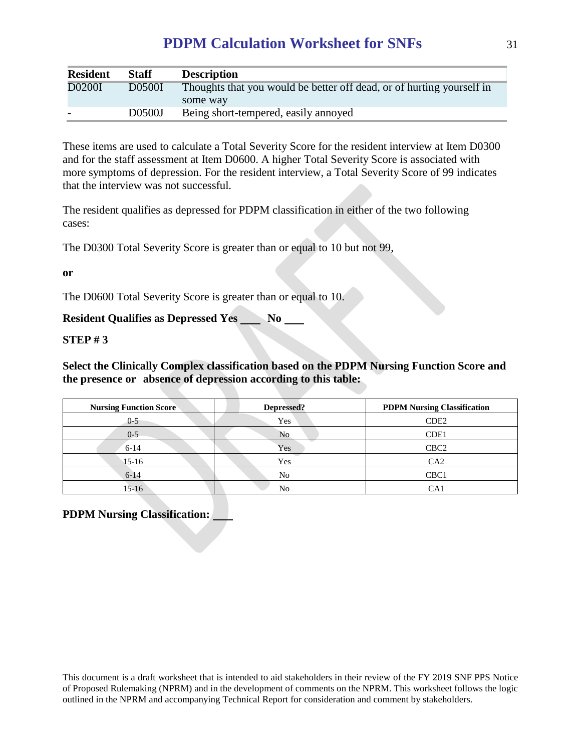| Resident | Staff | Description |
|---|---|---|
| D0200I | D0500I | Thoughts that you would be better off dead, or of hurting yourself in some way |
| - | D0500J | Being short-tempered, easily annoyed |

These items are used to calculate a Total Severity Score for the resident interview at Item D0300 and for the staff assessment at Item D0600. A higher Total Severity Score is associated with more symptoms of depression. For the resident interview, a Total Severity Score of 99 indicates that the interview was not successful.

The resident qualifies as depressed for PDPM classification in either of the two following cases:

The D0300 Total Severity Score is greater than or equal to 10 but not 99,

**or**

The D0600 Total Severity Score is greater than or equal to 10.

**Resident Qualifies as Depressed Yes \_\_\_ No \_\_\_**

**STEP # 3**

**Select the Clinically Complex classification based on the PDPM Nursing Function Score and the presence or absence of depression according to this table:**

| Nursing Function Score | Depressed? | PDPM Nursing Classification |
|---|---|---|
| 0-5 | Yes | CDE2 |
| 0-5 | No | CDE1 |
| 6-14 | Yes | CBC2 |
| 15-16 | Yes | CA2 |
| 6-14 | No | CBC1 |
| 15-16 | No | CA1 |

**PDPM Nursing Classification: \_\_\_**

This document is a draft worksheet that is intended to aid stakeholders in their review of the FY 2019 SNF PPS Notice of Proposed Rulemaking (NPRM) and in the development of comments on the NPRM. This worksheet follows the logic outlined in the NPRM and accompanying Technical Report for consideration and comment by stakeholders.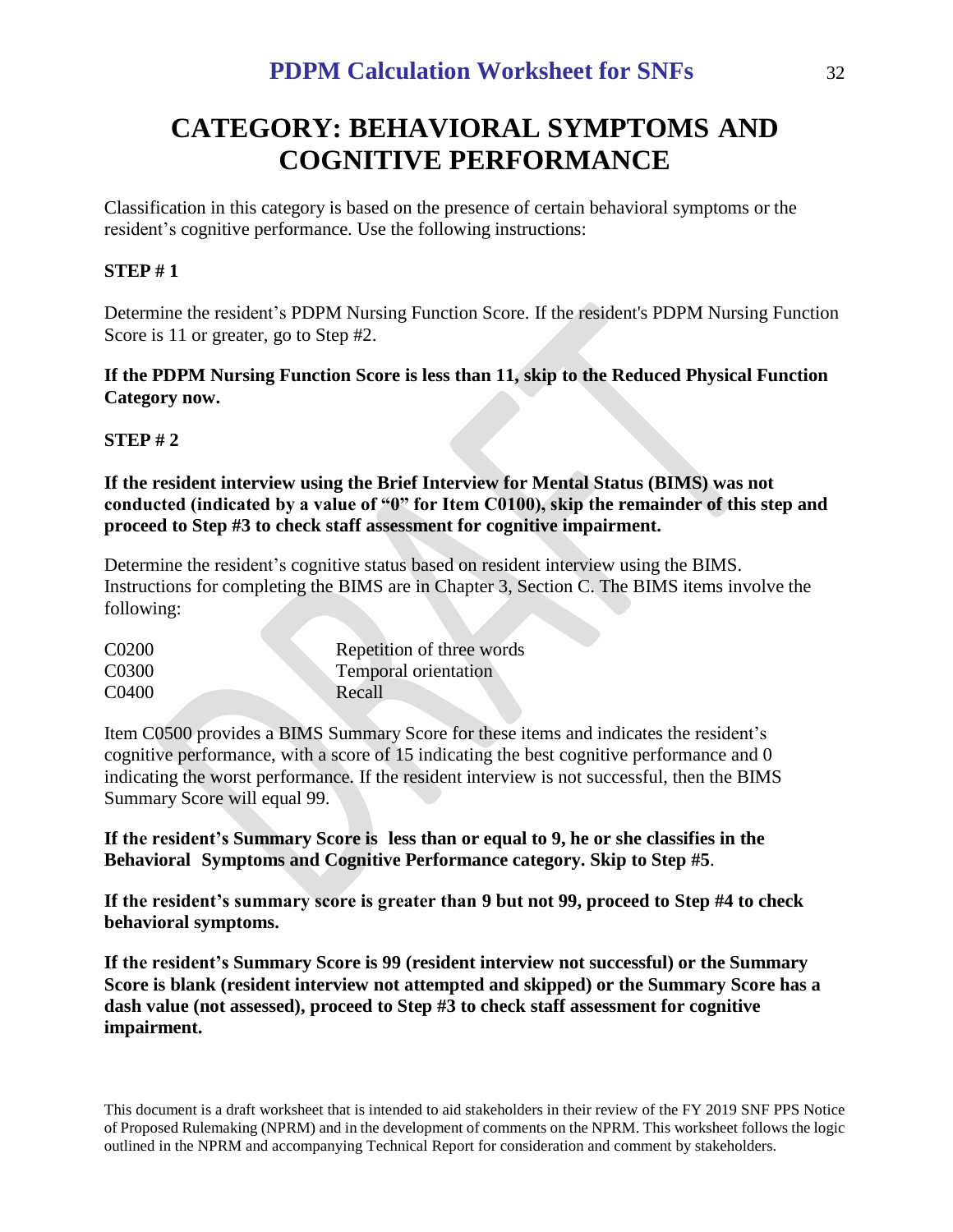# CATEGORY: BEHAVIORAL SYMPTOMS AND COGNITIVE PERFORMANCE

Classification in this category is based on the presence of certain behavioral symptoms or the resident's cognitive performance. Use the following instructions:

**STEP # 1**

Determine the resident's PDPM Nursing Function Score. If the resident's PDPM Nursing Function Score is 11 or greater, go to Step #2.

**If the PDPM Nursing Function Score is less than 11, skip to the Reduced Physical Function Category now.**

**STEP # 2**

**If the resident interview using the Brief Interview for Mental Status (BIMS) was not conducted (indicated by a value of "0" for Item C0100), skip the remainder of this step and proceed to Step #3 to check staff assessment for cognitive impairment.**

Determine the resident's cognitive status based on resident interview using the BIMS. Instructions for completing the BIMS are in Chapter 3, Section C. The BIMS items involve the following:

| | |
|---|---|
| C0200 | Repetition of three words |
| C0300 | Temporal orientation |
| C0400 | Recall |

Item C0500 provides a BIMS Summary Score for these items and indicates the resident's cognitive performance, with a score of 15 indicating the best cognitive performance and 0 indicating the worst performance. If the resident interview is not successful, then the BIMS Summary Score will equal 99.

**If the resident's Summary Score is less than or equal to 9, he or she classifies in the Behavioral Symptoms and Cognitive Performance category. Skip to Step #5**.

**If the resident's summary score is greater than 9 but not 99, proceed to Step #4 to check behavioral symptoms.**

**If the resident's Summary Score is 99 (resident interview not successful) or the Summary Score is blank (resident interview not attempted and skipped) or the Summary Score has a dash value (not assessed), proceed to Step #3 to check staff assessment for cognitive impairment.**

This document is a draft worksheet that is intended to aid stakeholders in their review of the FY 2019 SNF PPS Notice of Proposed Rulemaking (NPRM) and in the development of comments on the NPRM. This worksheet follows the logic outlined in the NPRM and accompanying Technical Report for consideration and comment by stakeholders.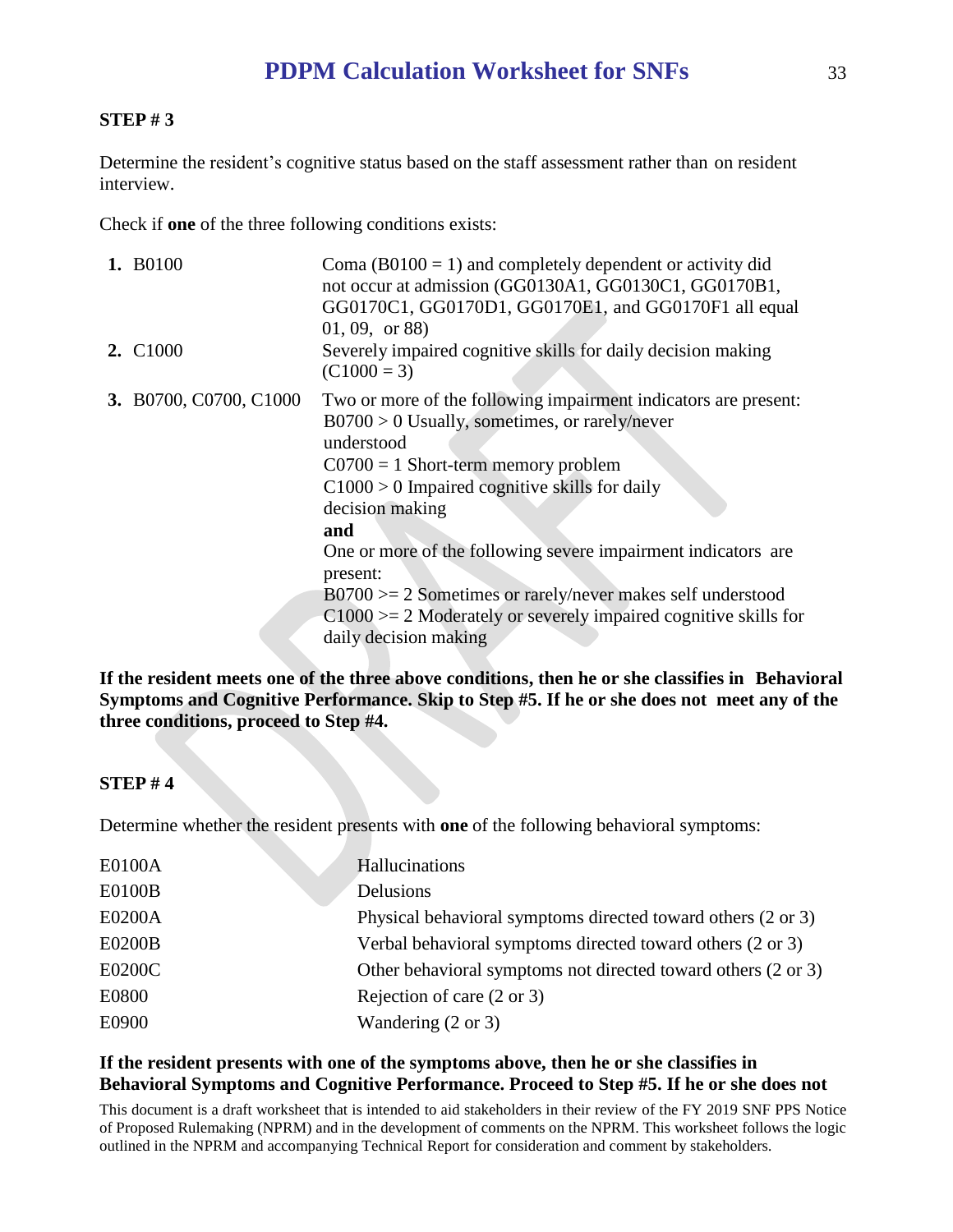### STEP # 3

Determine the resident's cognitive status based on the staff assessment rather than on resident interview.

Check if **one** of the three following conditions exists:

| | |
|---|---|
| **1.** B0100 | Coma (B0100 = 1) and completely dependent or activity did not occur at admission (GG0130A1, GG0130C1, GG0170B1, GG0170C1, GG0170D1, GG0170E1, and GG0170F1 all equal 01, 09, or 88) |
| **2.** C1000 | Severely impaired cognitive skills for daily decision making (C1000 = 3) |
| **3.** B0700, C0700, C1000 | Two or more of the following impairment indicators are present:<br>B0700 > 0 Usually, sometimes, or rarely/never understood<br>C0700 = 1 Short-term memory problem<br>C1000 > 0 Impaired cognitive skills for daily decision making<br>**and**<br>One or more of the following severe impairment indicators are present:<br>B0700 >= 2 Sometimes or rarely/never makes self understood<br>C1000 >= 2 Moderately or severely impaired cognitive skills for daily decision making |

**If the resident meets one of the three above conditions, then he or she classifies in Behavioral Symptoms and Cognitive Performance. Skip to Step #5. If he or she does not meet any of the three conditions, proceed to Step #4.**

### STEP # 4

Determine whether the resident presents with **one** of the following behavioral symptoms:

| | |
|---|---|
| E0100A | Hallucinations |
| E0100B | Delusions |
| E0200A | Physical behavioral symptoms directed toward others (2 or 3) |
| E0200B | Verbal behavioral symptoms directed toward others (2 or 3) |
| E0200C | Other behavioral symptoms not directed toward others (2 or 3) |
| E0800 | Rejection of care (2 or 3) |
| E0900 | Wandering (2 or 3) |

**If the resident presents with one of the symptoms above, then he or she classifies in Behavioral Symptoms and Cognitive Performance. Proceed to Step #5. If he or she does not**

This document is a draft worksheet that is intended to aid stakeholders in their review of the FY 2019 SNF PPS Notice of Proposed Rulemaking (NPRM) and in the development of comments on the NPRM. This worksheet follows the logic outlined in the NPRM and accompanying Technical Report for consideration and comment by stakeholders.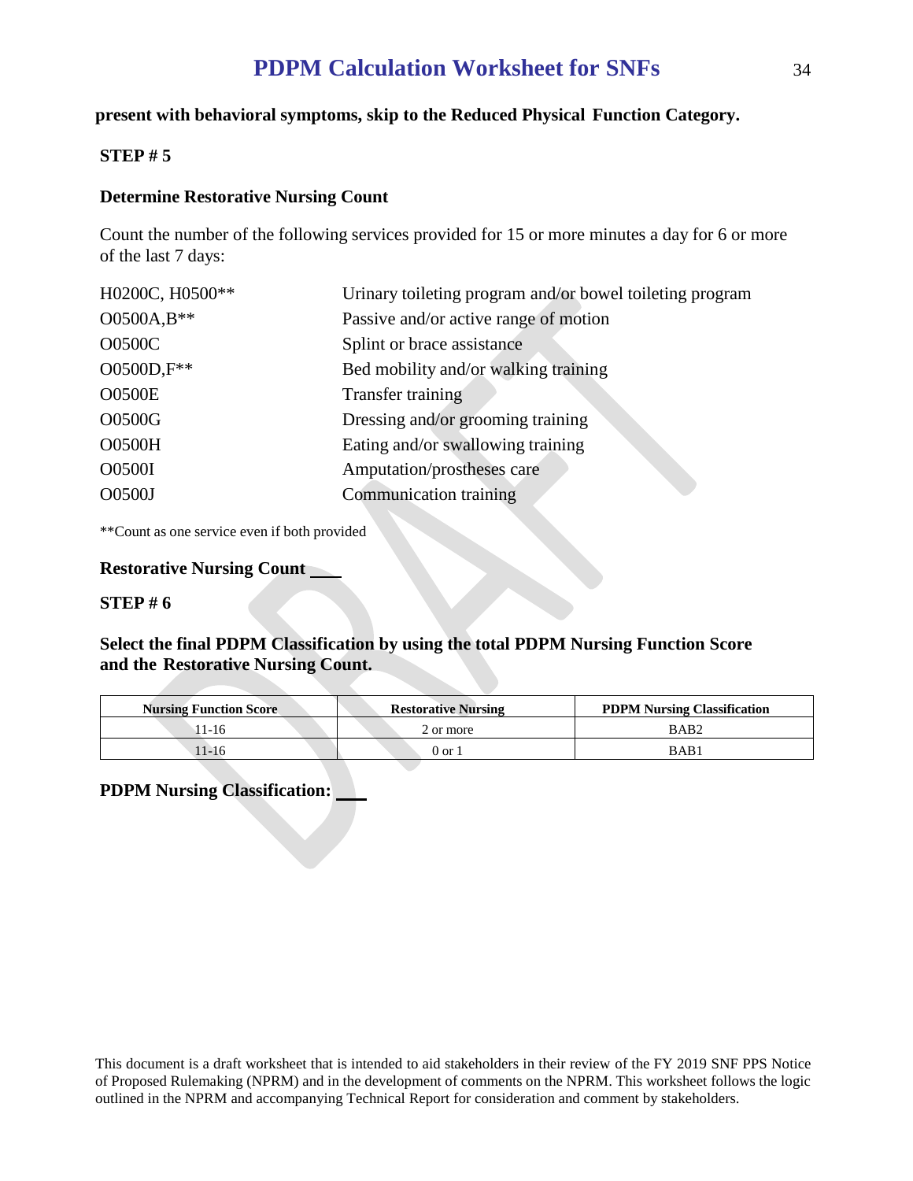**present with behavioral symptoms, skip to the Reduced Physical Function Category.**

**STEP # 5**

**Determine Restorative Nursing Count**

Count the number of the following services provided for 15 or more minutes a day for 6 or more of the last 7 days:

| | |
|---|---|
| H0200C, H0500** | Urinary toileting program and/or bowel toileting program |
| O0500A,B** | Passive and/or active range of motion |
| O0500C | Splint or brace assistance |
| O0500D,F** | Bed mobility and/or walking training |
| O0500E | Transfer training |
| O0500G | Dressing and/or grooming training |
| O0500H | Eating and/or swallowing training |
| O0500I | Amputation/prostheses care |
| O0500J | Communication training |

**Count as one service even if both provided

**Restorative Nursing Count \_\_\_\_**

**STEP # 6**

**Select the final PDPM Classification by using the total PDPM Nursing Function Score and the Restorative Nursing Count.**

| Nursing Function Score | Restorative Nursing | PDPM Nursing Classification |
|---|---|---|
| 11-16 | 2 or more | BAB2 |
| 11-16 | 0 or 1 | BAB1 |

**PDPM Nursing Classification: \_\_\_\_**

This document is a draft worksheet that is intended to aid stakeholders in their review of the FY 2019 SNF PPS Notice of Proposed Rulemaking (NPRM) and in the development of comments on the NPRM. This worksheet follows the logic outlined in the NPRM and accompanying Technical Report for consideration and comment by stakeholders.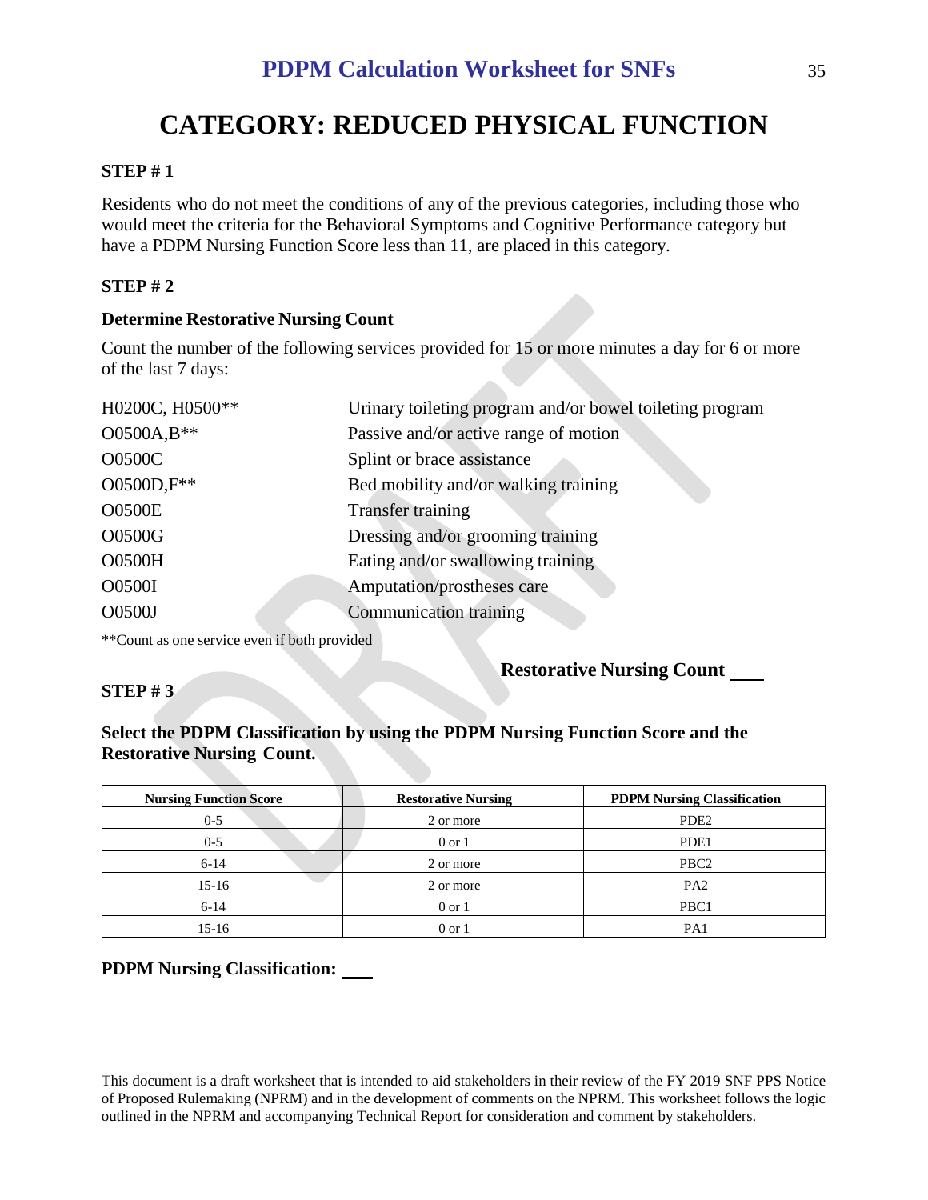# CATEGORY: REDUCED PHYSICAL FUNCTION

**STEP # 1**

Residents who do not meet the conditions of any of the previous categories, including those who would meet the criteria for the Behavioral Symptoms and Cognitive Performance category but have a PDPM Nursing Function Score less than 11, are placed in this category.

**STEP # 2**

**Determine Restorative Nursing Count**

Count the number of the following services provided for 15 or more minutes a day for 6 or more of the last 7 days:

| | |
|---|---|
| H0200C, H0500** | Urinary toileting program and/or bowel toileting program |
| O0500A,B** | Passive and/or active range of motion |
| O0500C | Splint or brace assistance |
| O0500D,F** | Bed mobility and/or walking training |
| O0500E | Transfer training |
| O0500G | Dressing and/or grooming training |
| O0500H | Eating and/or swallowing training |
| O0500I | Amputation/prostheses care |
| O0500J | Communication training |

**Count as one service even if both provided

**Restorative Nursing Count ___**

**STEP # 3**

**Select the PDPM Classification by using the PDPM Nursing Function Score and the Restorative Nursing Count.**

| Nursing Function Score | Restorative Nursing | PDPM Nursing Classification |
|---|---|---|
| 0-5 | 2 or more | PDE2 |
| 0-5 | 0 or 1 | PDE1 |
| 6-14 | 2 or more | PBC2 |
| 15-16 | 2 or more | PA2 |
| 6-14 | 0 or 1 | PBC1 |
| 15-16 | 0 or 1 | PA1 |

**PDPM Nursing Classification: ___**

This document is a draft worksheet that is intended to aid stakeholders in their review of the FY 2019 SNF PPS Notice of Proposed Rulemaking (NPRM) and in the development of comments on the NPRM. This worksheet follows the logic outlined in the NPRM and accompanying Technical Report for consideration and comment by stakeholders.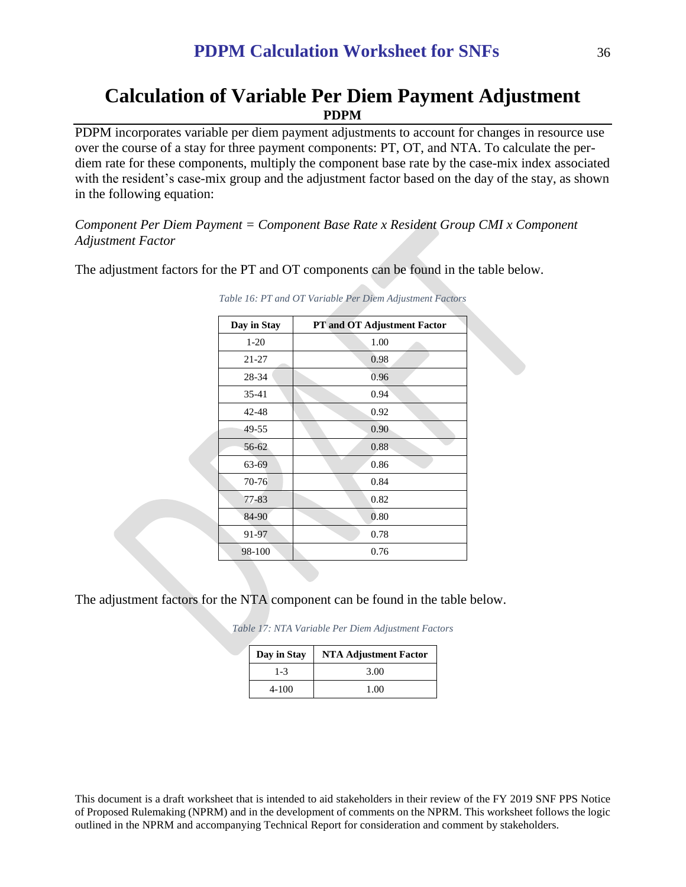# Calculation of Variable Per Diem Payment Adjustment

**PDPM**

PDPM incorporates variable per diem payment adjustments to account for changes in resource use over the course of a stay for three payment components: PT, OT, and NTA. To calculate the per-diem rate for these components, multiply the component base rate by the case-mix index associated with the resident's case-mix group and the adjustment factor based on the day of the stay, as shown in the following equation:

*Component Per Diem Payment = Component Base Rate x Resident Group CMI x Component Adjustment Factor*

The adjustment factors for the PT and OT components can be found in the table below.

*Table 16: PT and OT Variable Per Diem Adjustment Factors*

| Day in Stay | PT and OT Adjustment Factor |
|---|---|
| 1-20 | 1.00 |
| 21-27 | 0.98 |
| 28-34 | 0.96 |
| 35-41 | 0.94 |
| 42-48 | 0.92 |
| 49-55 | 0.90 |
| 56-62 | 0.88 |
| 63-69 | 0.86 |
| 70-76 | 0.84 |
| 77-83 | 0.82 |
| 84-90 | 0.80 |
| 91-97 | 0.78 |
| 98-100 | 0.76 |

The adjustment factors for the NTA component can be found in the table below.

*Table 17: NTA Variable Per Diem Adjustment Factors*

| Day in Stay | NTA Adjustment Factor |
|---|---|
| 1-3 | 3.00 |
| 4-100 | 1.00 |

This document is a draft worksheet that is intended to aid stakeholders in their review of the FY 2019 SNF PPS Notice of Proposed Rulemaking (NPRM) and in the development of comments on the NPRM. This worksheet follows the logic outlined in the NPRM and accompanying Technical Report for consideration and comment by stakeholders.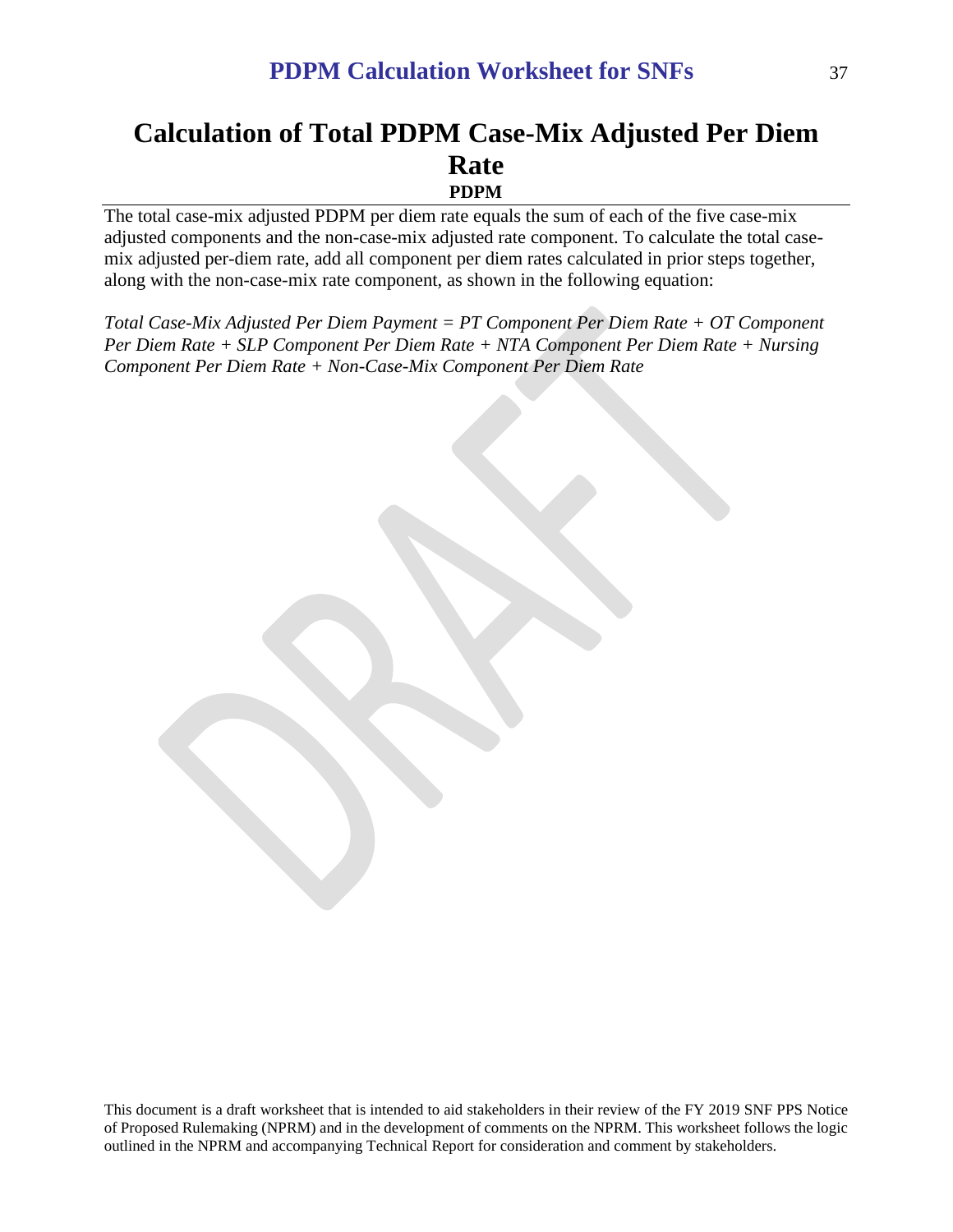# Calculation of Total PDPM Case-Mix Adjusted Per Diem Rate

**PDPM**

The total case-mix adjusted PDPM per diem rate equals the sum of each of the five case-mix adjusted components and the non-case-mix adjusted rate component. To calculate the total case-mix adjusted per-diem rate, add all component per diem rates calculated in prior steps together, along with the non-case-mix rate component, as shown in the following equation:

*Total Case-Mix Adjusted Per Diem Payment = PT Component Per Diem Rate + OT Component Per Diem Rate + SLP Component Per Diem Rate + NTA Component Per Diem Rate + Nursing Component Per Diem Rate + Non-Case-Mix Component Per Diem Rate*

This document is a draft worksheet that is intended to aid stakeholders in their review of the FY 2019 SNF PPS Notice of Proposed Rulemaking (NPRM) and in the development of comments on the NPRM. This worksheet follows the logic outlined in the NPRM and accompanying Technical Report for consideration and comment by stakeholders.